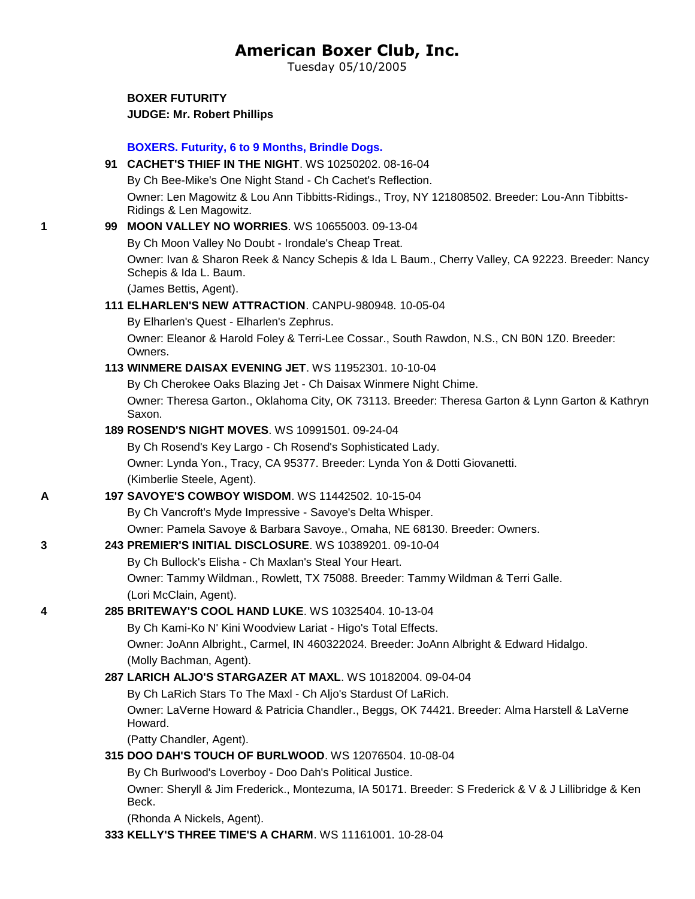# American Boxer Club, Inc.

Tuesday 05/10/2005

**BOXER FUTURITY**

**JUDGE: Mr. Robert Phillips**

### BOXERS. Futurity, 6 to 9 Months, Brindle Dogs.

**91 CACHET'S THIEF IN THE NIGHT**. WS 10250202. 08-16-04
By Ch Bee-Mike's One Night Stand - Ch Cachet's Reflection.
Owner: Len Magowitz & Lou Ann Tibbitts-Ridings., Troy, NY 121808502. Breeder: Lou-Ann Tibbitts-Ridings & Len Magowitz.

1 **99 MOON VALLEY NO WORRIES**. WS 10655003. 09-13-04
By Ch Moon Valley No Doubt - Irondale's Cheap Treat.
Owner: Ivan & Sharon Reek & Nancy Schepis & Ida L Baum., Cherry Valley, CA 92223. Breeder: Nancy Schepis & Ida L. Baum.
(James Bettis, Agent).

**111 ELHARLEN'S NEW ATTRACTION**. CANPU-980948. 10-05-04
By Elharlen's Quest - Elharlen's Zephrus.
Owner: Eleanor & Harold Foley & Terri-Lee Cossar., South Rawdon, N.S., CN B0N 1Z0. Breeder: Owners.

**113 WINMERE DAISAX EVENING JET**. WS 11952301. 10-10-04
By Ch Cherokee Oaks Blazing Jet - Ch Daisax Winmere Night Chime.
Owner: Theresa Garton., Oklahoma City, OK 73113. Breeder: Theresa Garton & Lynn Garton & Kathryn Saxon.

**189 ROSEND'S NIGHT MOVES**. WS 10991501. 09-24-04
By Ch Rosend's Key Largo - Ch Rosend's Sophisticated Lady.
Owner: Lynda Yon., Tracy, CA 95377. Breeder: Lynda Yon & Dotti Giovanetti.
(Kimberlie Steele, Agent).

A **197 SAVOYE'S COWBOY WISDOM**. WS 11442502. 10-15-04
By Ch Vancroft's Myde Impressive - Savoye's Delta Whisper.
Owner: Pamela Savoye & Barbara Savoye., Omaha, NE 68130. Breeder: Owners.

3 **243 PREMIER'S INITIAL DISCLOSURE**. WS 10389201. 09-10-04
By Ch Bullock's Elisha - Ch Maxlan's Steal Your Heart.
Owner: Tammy Wildman., Rowlett, TX 75088. Breeder: Tammy Wildman & Terri Galle.
(Lori McClain, Agent).

4 **285 BRITEWAY'S COOL HAND LUKE**. WS 10325404. 10-13-04
By Ch Kami-Ko N' Kini Woodview Lariat - Higo's Total Effects.
Owner: JoAnn Albright., Carmel, IN 460322024. Breeder: JoAnn Albright & Edward Hidalgo.
(Molly Bachman, Agent).

**287 LARICH ALJO'S STARGAZER AT MAXL**. WS 10182004. 09-04-04
By Ch LaRich Stars To The Maxl - Ch Aljo's Stardust Of LaRich.
Owner: LaVerne Howard & Patricia Chandler., Beggs, OK 74421. Breeder: Alma Harstell & LaVerne Howard.
(Patty Chandler, Agent).

**315 DOO DAH'S TOUCH OF BURLWOOD**. WS 12076504. 10-08-04
By Ch Burlwood's Loverboy - Doo Dah's Political Justice.
Owner: Sheryll & Jim Frederick., Montezuma, IA 50171. Breeder: S Frederick & V & J Lillibridge & Ken Beck.
(Rhonda A Nickels, Agent).

**333 KELLY'S THREE TIME'S A CHARM**. WS 11161001. 10-28-04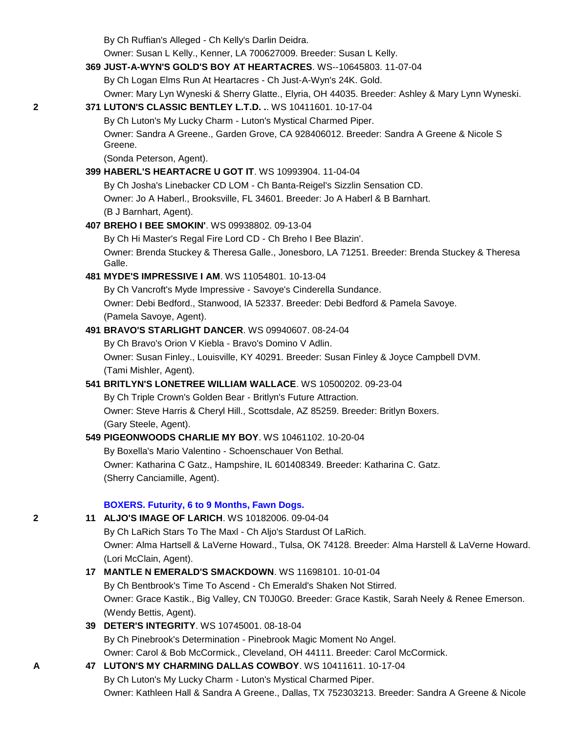By Ch Ruffian's Alleged - Ch Kelly's Darlin Deidra.
Owner: Susan L Kelly., Kenner, LA 700627009. Breeder: Susan L Kelly.

**369 JUST-A-WYN'S GOLD'S BOY AT HEARTACRES**. WS--10645803. 11-07-04
By Ch Logan Elms Run At Heartacres - Ch Just-A-Wyn's 24K. Gold.
Owner: Mary Lyn Wyneski & Sherry Glatte., Elyria, OH 44035. Breeder: Ashley & Mary Lynn Wyneski.

2 **371 LUTON'S CLASSIC BENTLEY L.T.D. .**. WS 10411601. 10-17-04
By Ch Luton's My Lucky Charm - Luton's Mystical Charmed Piper.
Owner: Sandra A Greene., Garden Grove, CA 928406012. Breeder: Sandra A Greene & Nicole S Greene.
(Sonda Peterson, Agent).

**399 HABERL'S HEARTACRE U GOT IT**. WS 10993904. 11-04-04
By Ch Josha's Linebacker CD LOM - Ch Banta-Reigel's Sizzlin Sensation CD.
Owner: Jo A Haberl., Brooksville, FL 34601. Breeder: Jo A Haberl & B Barnhart.
(B J Barnhart, Agent).

**407 BREHO I BEE SMOKIN'**. WS 09938802. 09-13-04
By Ch Hi Master's Regal Fire Lord CD - Ch Breho I Bee Blazin'.
Owner: Brenda Stuckey & Theresa Galle., Jonesboro, LA 71251. Breeder: Brenda Stuckey & Theresa Galle.

**481 MYDE'S IMPRESSIVE I AM**. WS 11054801. 10-13-04
By Ch Vancroft's Myde Impressive - Savoye's Cinderella Sundance.
Owner: Debi Bedford., Stanwood, IA 52337. Breeder: Debi Bedford & Pamela Savoye.
(Pamela Savoye, Agent).

**491 BRAVO'S STARLIGHT DANCER**. WS 09940607. 08-24-04
By Ch Bravo's Orion V Kiebla - Bravo's Domino V Adlin.
Owner: Susan Finley., Louisville, KY 40291. Breeder: Susan Finley & Joyce Campbell DVM.
(Tami Mishler, Agent).

**541 BRITLYN'S LONETREE WILLIAM WALLACE**. WS 10500202. 09-23-04
By Ch Triple Crown's Golden Bear - Britlyn's Future Attraction.
Owner: Steve Harris & Cheryl Hill., Scottsdale, AZ 85259. Breeder: Britlyn Boxers.
(Gary Steele, Agent).

**549 PIGEONWOODS CHARLIE MY BOY**. WS 10461102. 10-20-04
By Boxella's Mario Valentino - Schoenschauer Von Bethal.
Owner: Katharina C Gatz., Hampshire, IL 601408349. Breeder: Katharina C. Gatz.
(Sherry Canciamille, Agent).

### BOXERS. Futurity, 6 to 9 Months, Fawn Dogs.

2 **11 ALJO'S IMAGE OF LARICH**. WS 10182006. 09-04-04
By Ch LaRich Stars To The Maxl - Ch Aljo's Stardust Of LaRich.
Owner: Alma Hartsell & LaVerne Howard., Tulsa, OK 74128. Breeder: Alma Harstell & LaVerne Howard.
(Lori McClain, Agent).

**17 MANTLE N EMERALD'S SMACKDOWN**. WS 11698101. 10-01-04
By Ch Bentbrook's Time To Ascend - Ch Emerald's Shaken Not Stirred.
Owner: Grace Kastik., Big Valley, CN T0J0G0. Breeder: Grace Kastik, Sarah Neely & Renee Emerson.
(Wendy Bettis, Agent).

**39 DETER'S INTEGRITY**. WS 10745001. 08-18-04
By Ch Pinebrook's Determination - Pinebrook Magic Moment No Angel.
Owner: Carol & Bob McCormick., Cleveland, OH 44111. Breeder: Carol McCormick.

A **47 LUTON'S MY CHARMING DALLAS COWBOY**. WS 10411611. 10-17-04
By Ch Luton's My Lucky Charm - Luton's Mystical Charmed Piper.
Owner: Kathleen Hall & Sandra A Greene., Dallas, TX 752303213. Breeder: Sandra A Greene & Nicole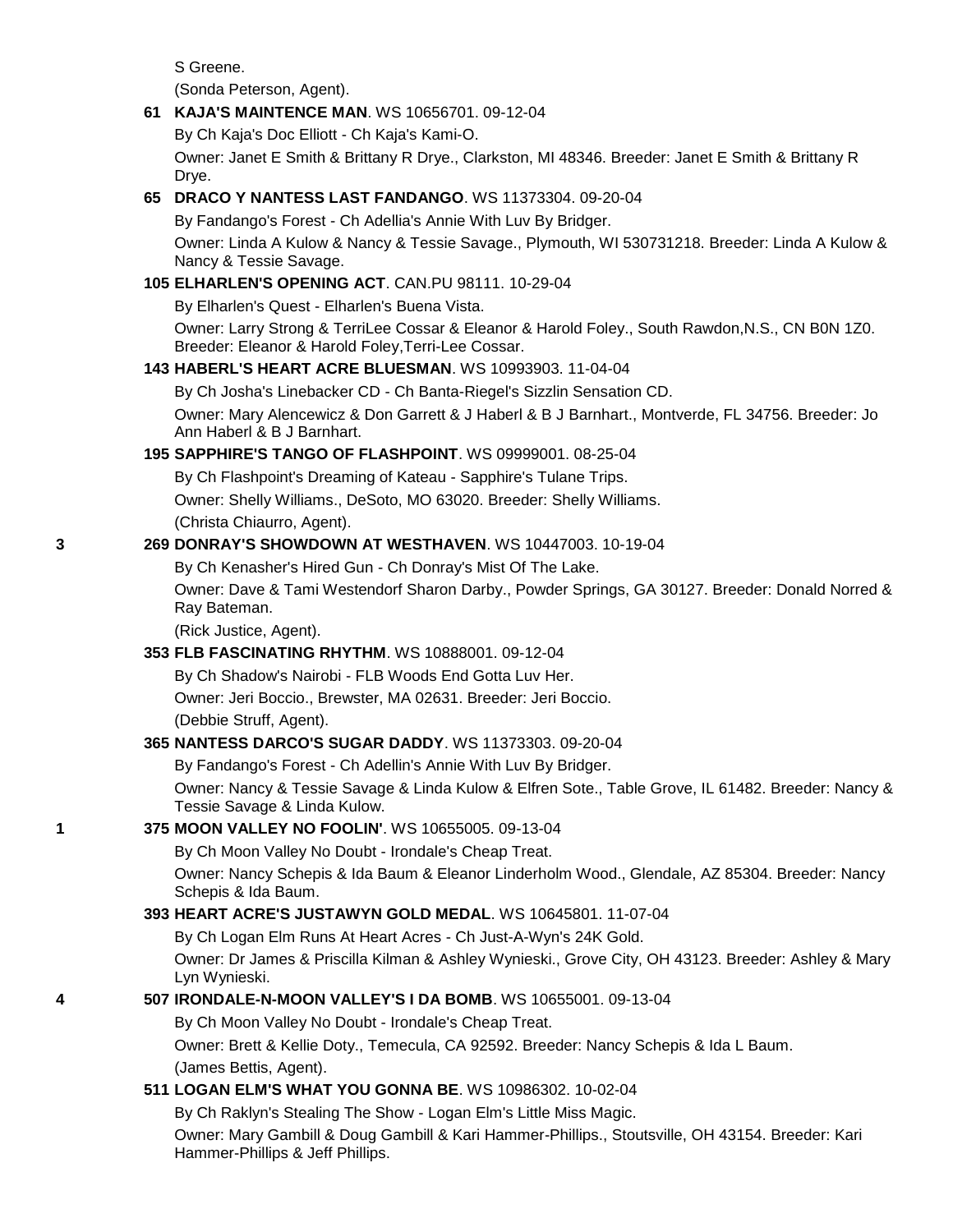S Greene.

(Sonda Peterson, Agent).

**61 KAJA'S MAINTENCE MAN**. WS 10656701. 09-12-04

By Ch Kaja's Doc Elliott - Ch Kaja's Kami-O.

Owner: Janet E Smith & Brittany R Drye., Clarkston, MI 48346. Breeder: Janet E Smith & Brittany R Drye.

**65 DRACO Y NANTESS LAST FANDANGO**. WS 11373304. 09-20-04

By Fandango's Forest - Ch Adellia's Annie With Luv By Bridger.

Owner: Linda A Kulow & Nancy & Tessie Savage., Plymouth, WI 530731218. Breeder: Linda A Kulow & Nancy & Tessie Savage.

**105 ELHARLEN'S OPENING ACT**. CAN.PU 98111. 10-29-04

By Elharlen's Quest - Elharlen's Buena Vista.

Owner: Larry Strong & TerriLee Cossar & Eleanor & Harold Foley., South Rawdon,N.S., CN B0N 1Z0. Breeder: Eleanor & Harold Foley,Terri-Lee Cossar.

**143 HABERL'S HEART ACRE BLUESMAN**. WS 10993903. 11-04-04

By Ch Josha's Linebacker CD - Ch Banta-Riegel's Sizzlin Sensation CD.

Owner: Mary Alencewicz & Don Garrett & J Haberl & B J Barnhart., Montverde, FL 34756. Breeder: Jo Ann Haberl & B J Barnhart.

**195 SAPPHIRE'S TANGO OF FLASHPOINT**. WS 09999001. 08-25-04

By Ch Flashpoint's Dreaming of Kateau - Sapphire's Tulane Trips.

Owner: Shelly Williams., DeSoto, MO 63020. Breeder: Shelly Williams.

(Christa Chiaurro, Agent).

3 **269 DONRAY'S SHOWDOWN AT WESTHAVEN**. WS 10447003. 10-19-04

By Ch Kenasher's Hired Gun - Ch Donray's Mist Of The Lake.

Owner: Dave & Tami Westendorf Sharon Darby., Powder Springs, GA 30127. Breeder: Donald Norred & Ray Bateman.

(Rick Justice, Agent).

**353 FLB FASCINATING RHYTHM**. WS 10888001. 09-12-04

By Ch Shadow's Nairobi - FLB Woods End Gotta Luv Her.

Owner: Jeri Boccio., Brewster, MA 02631. Breeder: Jeri Boccio.

(Debbie Struff, Agent).

**365 NANTESS DARCO'S SUGAR DADDY**. WS 11373303. 09-20-04

By Fandango's Forest - Ch Adellin's Annie With Luv By Bridger.

Owner: Nancy & Tessie Savage & Linda Kulow & Elfren Sote., Table Grove, IL 61482. Breeder: Nancy & Tessie Savage & Linda Kulow.

1 **375 MOON VALLEY NO FOOLIN'**. WS 10655005. 09-13-04

By Ch Moon Valley No Doubt - Irondale's Cheap Treat.

Owner: Nancy Schepis & Ida Baum & Eleanor Linderholm Wood., Glendale, AZ 85304. Breeder: Nancy Schepis & Ida Baum.

**393 HEART ACRE'S JUSTAWYN GOLD MEDAL**. WS 10645801. 11-07-04

By Ch Logan Elm Runs At Heart Acres - Ch Just-A-Wyn's 24K Gold.

Owner: Dr James & Priscilla Kilman & Ashley Wynieski., Grove City, OH 43123. Breeder: Ashley & Mary Lyn Wynieski.

4 **507 IRONDALE-N-MOON VALLEY'S I DA BOMB**. WS 10655001. 09-13-04

By Ch Moon Valley No Doubt - Irondale's Cheap Treat.

Owner: Brett & Kellie Doty., Temecula, CA 92592. Breeder: Nancy Schepis & Ida L Baum.

(James Bettis, Agent).

**511 LOGAN ELM'S WHAT YOU GONNA BE**. WS 10986302. 10-02-04

By Ch Raklyn's Stealing The Show - Logan Elm's Little Miss Magic.

Owner: Mary Gambill & Doug Gambill & Kari Hammer-Phillips., Stoutsville, OH 43154. Breeder: Kari Hammer-Phillips & Jeff Phillips.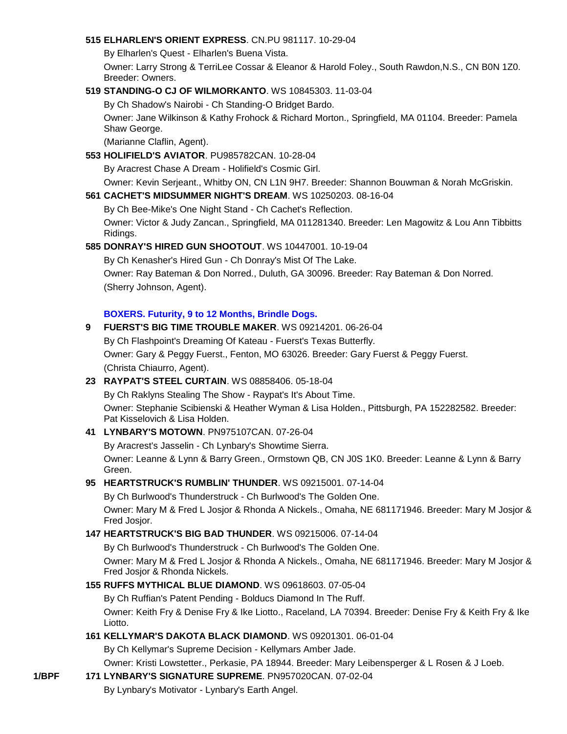**515 ELHARLEN'S ORIENT EXPRESS**. CN.PU 981117. 10-29-04

By Elharlen's Quest - Elharlen's Buena Vista.

Owner: Larry Strong & TerriLee Cossar & Eleanor & Harold Foley., South Rawdon,N.S., CN B0N 1Z0. Breeder: Owners.

**519 STANDING-O CJ OF WILMORKANTO**. WS 10845303. 11-03-04

By Ch Shadow's Nairobi - Ch Standing-O Bridget Bardo.

Owner: Jane Wilkinson & Kathy Frohock & Richard Morton., Springfield, MA 01104. Breeder: Pamela Shaw George.

(Marianne Claflin, Agent).

**553 HOLIFIELD'S AVIATOR**. PU985782CAN. 10-28-04

By Aracrest Chase A Dream - Holifield's Cosmic Girl.

Owner: Kevin Serjeant., Whitby ON, CN L1N 9H7. Breeder: Shannon Bouwman & Norah McGriskin.

**561 CACHET'S MIDSUMMER NIGHT'S DREAM**. WS 10250203. 08-16-04

By Ch Bee-Mike's One Night Stand - Ch Cachet's Reflection.

Owner: Victor & Judy Zancan., Springfield, MA 011281340. Breeder: Len Magowitz & Lou Ann Tibbitts Ridings.

**585 DONRAY'S HIRED GUN SHOOTOUT**. WS 10447001. 10-19-04

By Ch Kenasher's Hired Gun - Ch Donray's Mist Of The Lake.

Owner: Ray Bateman & Don Norred., Duluth, GA 30096. Breeder: Ray Bateman & Don Norred.

(Sherry Johnson, Agent).

### BOXERS. Futurity, 9 to 12 Months, Brindle Dogs.

**9 FUERST'S BIG TIME TROUBLE MAKER**. WS 09214201. 06-26-04

By Ch Flashpoint's Dreaming Of Kateau - Fuerst's Texas Butterfly.

Owner: Gary & Peggy Fuerst., Fenton, MO 63026. Breeder: Gary Fuerst & Peggy Fuerst.

(Christa Chiaurro, Agent).

**23 RAYPAT'S STEEL CURTAIN**. WS 08858406. 05-18-04

By Ch Raklyns Stealing The Show - Raypat's It's About Time.

Owner: Stephanie Scibienski & Heather Wyman & Lisa Holden., Pittsburgh, PA 152282582. Breeder: Pat Kisselovich & Lisa Holden.

**41 LYNBARY'S MOTOWN**. PN975107CAN. 07-26-04

By Aracrest's Jasselin - Ch Lynbary's Showtime Sierra.

Owner: Leanne & Lynn & Barry Green., Ormstown QB, CN J0S 1K0. Breeder: Leanne & Lynn & Barry Green.

**95 HEARTSTRUCK'S RUMBLIN' THUNDER**. WS 09215001. 07-14-04

By Ch Burlwood's Thunderstruck - Ch Burlwood's The Golden One.

Owner: Mary M & Fred L Josjor & Rhonda A Nickels., Omaha, NE 681171946. Breeder: Mary M Josjor & Fred Josjor.

**147 HEARTSTRUCK'S BIG BAD THUNDER**. WS 09215006. 07-14-04

By Ch Burlwood's Thunderstruck - Ch Burlwood's The Golden One.

Owner: Mary M & Fred L Josjor & Rhonda A Nickels., Omaha, NE 681171946. Breeder: Mary M Josjor & Fred Josjor & Rhonda Nickels.

**155 RUFFS MYTHICAL BLUE DIAMOND**. WS 09618603. 07-05-04

By Ch Ruffian's Patent Pending - Bolducs Diamond In The Ruff.

Owner: Keith Fry & Denise Fry & Ike Liotto., Raceland, LA 70394. Breeder: Denise Fry & Keith Fry & Ike Liotto.

**161 KELLYMAR'S DAKOTA BLACK DIAMOND**. WS 09201301. 06-01-04

By Ch Kellymar's Supreme Decision - Kellymars Amber Jade.

Owner: Kristi Lowstetter., Perkasie, PA 18944. Breeder: Mary Leibensperger & L Rosen & J Loeb.

**1/BPF** **171 LYNBARY'S SIGNATURE SUPREME**. PN957020CAN. 07-02-04

By Lynbary's Motivator - Lynbary's Earth Angel.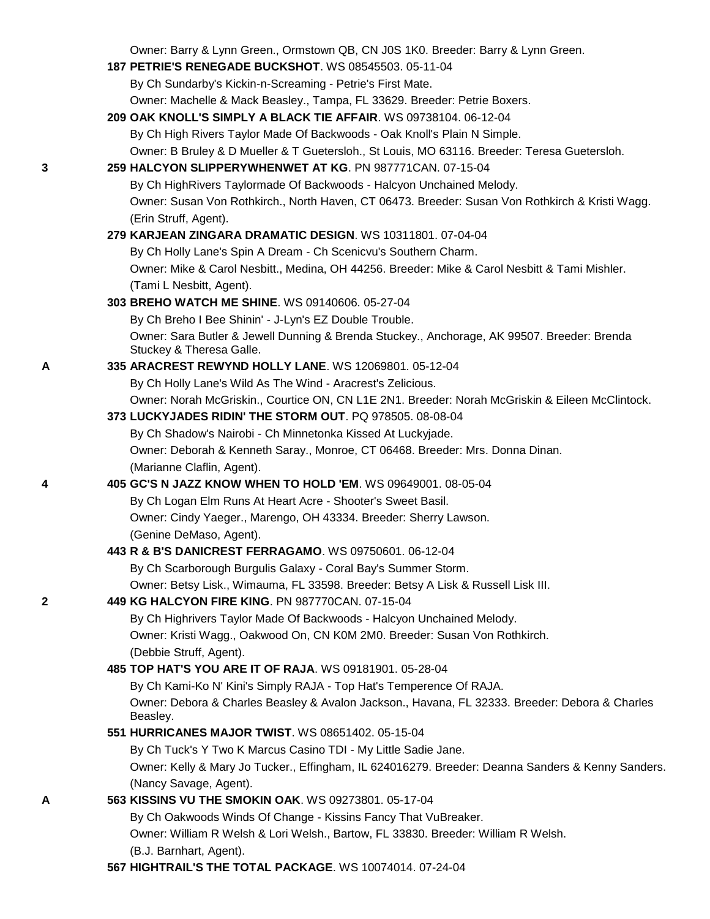Owner: Barry & Lynn Green., Ormstown QB, CN J0S 1K0. Breeder: Barry & Lynn Green.

**187 PETRIE'S RENEGADE BUCKSHOT**. WS 08545503. 05-11-04
By Ch Sundarby's Kickin-n-Screaming - Petrie's First Mate.
Owner: Machelle & Mack Beasley., Tampa, FL 33629. Breeder: Petrie Boxers.

**209 OAK KNOLL'S SIMPLY A BLACK TIE AFFAIR**. WS 09738104. 06-12-04
By Ch High Rivers Taylor Made Of Backwoods - Oak Knoll's Plain N Simple.
Owner: B Bruley & D Mueller & T Guetersloh., St Louis, MO 63116. Breeder: Teresa Guetersloh.

3 **259 HALCYON SLIPPERYWHENWET AT KG**. PN 987771CAN. 07-15-04
By Ch HighRivers Taylormade Of Backwoods - Halcyon Unchained Melody.
Owner: Susan Von Rothkirch., North Haven, CT 06473. Breeder: Susan Von Rothkirch & Kristi Wagg.
(Erin Struff, Agent).

**279 KARJEAN ZINGARA DRAMATIC DESIGN**. WS 10311801. 07-04-04
By Ch Holly Lane's Spin A Dream - Ch Scenicvu's Southern Charm.
Owner: Mike & Carol Nesbitt., Medina, OH 44256. Breeder: Mike & Carol Nesbitt & Tami Mishler.
(Tami L Nesbitt, Agent).

**303 BREHO WATCH ME SHINE**. WS 09140606. 05-27-04
By Ch Breho I Bee Shinin' - J-Lyn's EZ Double Trouble.
Owner: Sara Butler & Jewell Dunning & Brenda Stuckey., Anchorage, AK 99507. Breeder: Brenda Stuckey & Theresa Galle.

A **335 ARACREST REWYND HOLLY LANE**. WS 12069801. 05-12-04
By Ch Holly Lane's Wild As The Wind - Aracrest's Zelicious.
Owner: Norah McGriskin., Courtice ON, CN L1E 2N1. Breeder: Norah McGriskin & Eileen McClintock.

**373 LUCKYJADES RIDIN' THE STORM OUT**. PQ 978505. 08-08-04
By Ch Shadow's Nairobi - Ch Minnetonka Kissed At Luckyjade.
Owner: Deborah & Kenneth Saray., Monroe, CT 06468. Breeder: Mrs. Donna Dinan.
(Marianne Claflin, Agent).

4 **405 GC'S N JAZZ KNOW WHEN TO HOLD 'EM**. WS 09649001. 08-05-04
By Ch Logan Elm Runs At Heart Acre - Shooter's Sweet Basil.
Owner: Cindy Yaeger., Marengo, OH 43334. Breeder: Sherry Lawson.
(Genine DeMaso, Agent).

**443 R & B'S DANICREST FERRAGAMO**. WS 09750601. 06-12-04
By Ch Scarborough Burgulis Galaxy - Coral Bay's Summer Storm.
Owner: Betsy Lisk., Wimauma, FL 33598. Breeder: Betsy A Lisk & Russell Lisk III.

2 **449 KG HALCYON FIRE KING**. PN 987770CAN. 07-15-04
By Ch Highrivers Taylor Made Of Backwoods - Halcyon Unchained Melody.
Owner: Kristi Wagg., Oakwood On, CN K0M 2M0. Breeder: Susan Von Rothkirch.
(Debbie Struff, Agent).

**485 TOP HAT'S YOU ARE IT OF RAJA**. WS 09181901. 05-28-04
By Ch Kami-Ko N' Kini's Simply RAJA - Top Hat's Temperence Of RAJA.
Owner: Debora & Charles Beasley & Avalon Jackson., Havana, FL 32333. Breeder: Debora & Charles Beasley.

**551 HURRICANES MAJOR TWIST**. WS 08651402. 05-15-04
By Ch Tuck's Y Two K Marcus Casino TDI - My Little Sadie Jane.
Owner: Kelly & Mary Jo Tucker., Effingham, IL 624016279. Breeder: Deanna Sanders & Kenny Sanders.
(Nancy Savage, Agent).

A **563 KISSINS VU THE SMOKIN OAK**. WS 09273801. 05-17-04
By Ch Oakwoods Winds Of Change - Kissins Fancy That VuBreaker.
Owner: William R Welsh & Lori Welsh., Bartow, FL 33830. Breeder: William R Welsh.
(B.J. Barnhart, Agent).

**567 HIGHTRAIL'S THE TOTAL PACKAGE**. WS 10074014. 07-24-04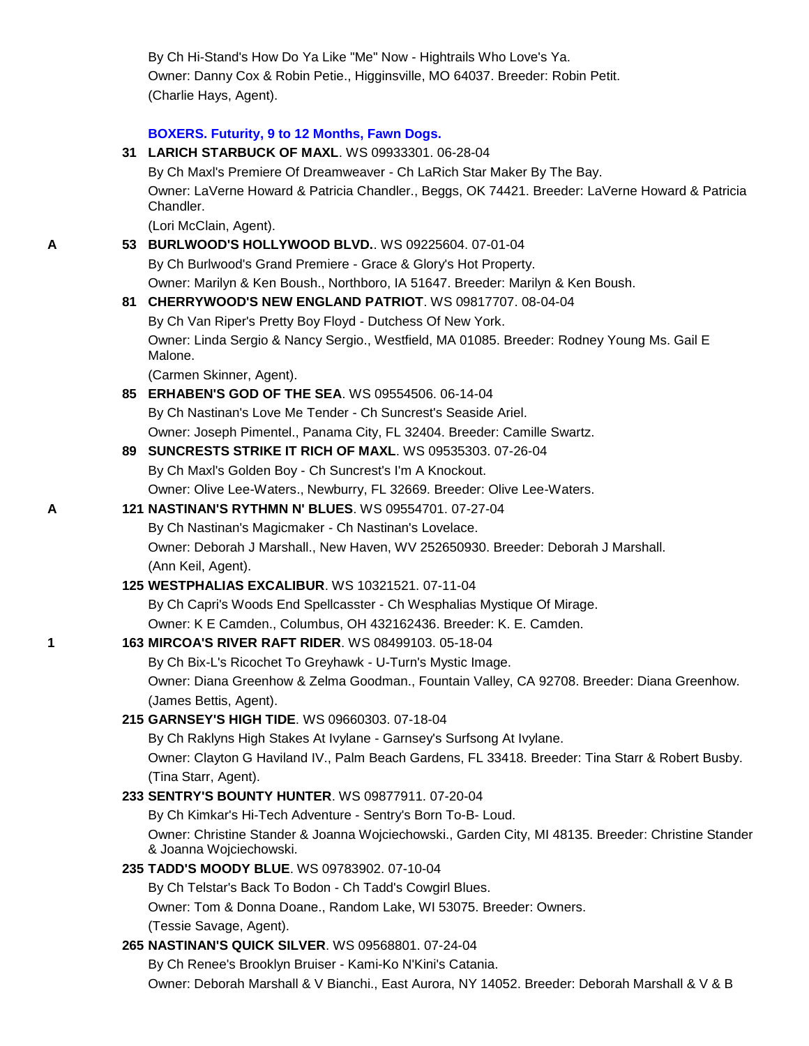By Ch Hi-Stand's How Do Ya Like "Me" Now - Hightrails Who Love's Ya.
Owner: Danny Cox & Robin Petie., Higginsville, MO 64037. Breeder: Robin Petit.
(Charlie Hays, Agent).

### BOXERS. Futurity, 9 to 12 Months, Fawn Dogs.

**31 LARICH STARBUCK OF MAXL**. WS 09933301. 06-28-04
By Ch Maxl's Premiere Of Dreamweaver - Ch LaRich Star Maker By The Bay.
Owner: LaVerne Howard & Patricia Chandler., Beggs, OK 74421. Breeder: LaVerne Howard & Patricia Chandler.
(Lori McClain, Agent).

A **53 BURLWOOD'S HOLLYWOOD BLVD.**. WS 09225604. 07-01-04
By Ch Burlwood's Grand Premiere - Grace & Glory's Hot Property.
Owner: Marilyn & Ken Boush., Northboro, IA 51647. Breeder: Marilyn & Ken Boush.

**81 CHERRYWOOD'S NEW ENGLAND PATRIOT**. WS 09817707. 08-04-04
By Ch Van Riper's Pretty Boy Floyd - Dutchess Of New York.
Owner: Linda Sergio & Nancy Sergio., Westfield, MA 01085. Breeder: Rodney Young Ms. Gail E Malone.
(Carmen Skinner, Agent).

**85 ERHABEN'S GOD OF THE SEA**. WS 09554506. 06-14-04
By Ch Nastinan's Love Me Tender - Ch Suncrest's Seaside Ariel.
Owner: Joseph Pimentel., Panama City, FL 32404. Breeder: Camille Swartz.

**89 SUNCRESTS STRIKE IT RICH OF MAXL**. WS 09535303. 07-26-04
By Ch Maxl's Golden Boy - Ch Suncrest's I'm A Knockout.
Owner: Olive Lee-Waters., Newburry, FL 32669. Breeder: Olive Lee-Waters.

A **121 NASTINAN'S RYTHMN N' BLUES**. WS 09554701. 07-27-04
By Ch Nastinan's Magicmaker - Ch Nastinan's Lovelace.
Owner: Deborah J Marshall., New Haven, WV 252650930. Breeder: Deborah J Marshall.
(Ann Keil, Agent).

**125 WESTPHALIAS EXCALIBUR**. WS 10321521. 07-11-04
By Ch Capri's Woods End Spellcasster - Ch Wesphalias Mystique Of Mirage.
Owner: K E Camden., Columbus, OH 432162436. Breeder: K. E. Camden.

1 **163 MIRCOA'S RIVER RAFT RIDER**. WS 08499103. 05-18-04
By Ch Bix-L's Ricochet To Greyhawk - U-Turn's Mystic Image.
Owner: Diana Greenhow & Zelma Goodman., Fountain Valley, CA 92708. Breeder: Diana Greenhow.
(James Bettis, Agent).

**215 GARNSEY'S HIGH TIDE**. WS 09660303. 07-18-04
By Ch Raklyns High Stakes At Ivylane - Garnsey's Surfsong At Ivylane.
Owner: Clayton G Haviland IV., Palm Beach Gardens, FL 33418. Breeder: Tina Starr & Robert Busby.
(Tina Starr, Agent).

**233 SENTRY'S BOUNTY HUNTER**. WS 09877911. 07-20-04
By Ch Kimkar's Hi-Tech Adventure - Sentry's Born To-B- Loud.
Owner: Christine Stander & Joanna Wojciechowski., Garden City, MI 48135. Breeder: Christine Stander & Joanna Wojciechowski.

**235 TADD'S MOODY BLUE**. WS 09783902. 07-10-04
By Ch Telstar's Back To Bodon - Ch Tadd's Cowgirl Blues.
Owner: Tom & Donna Doane., Random Lake, WI 53075. Breeder: Owners.
(Tessie Savage, Agent).

**265 NASTINAN'S QUICK SILVER**. WS 09568801. 07-24-04
By Ch Renee's Brooklyn Bruiser - Kami-Ko N'Kini's Catania.
Owner: Deborah Marshall & V Bianchi., East Aurora, NY 14052. Breeder: Deborah Marshall & V & B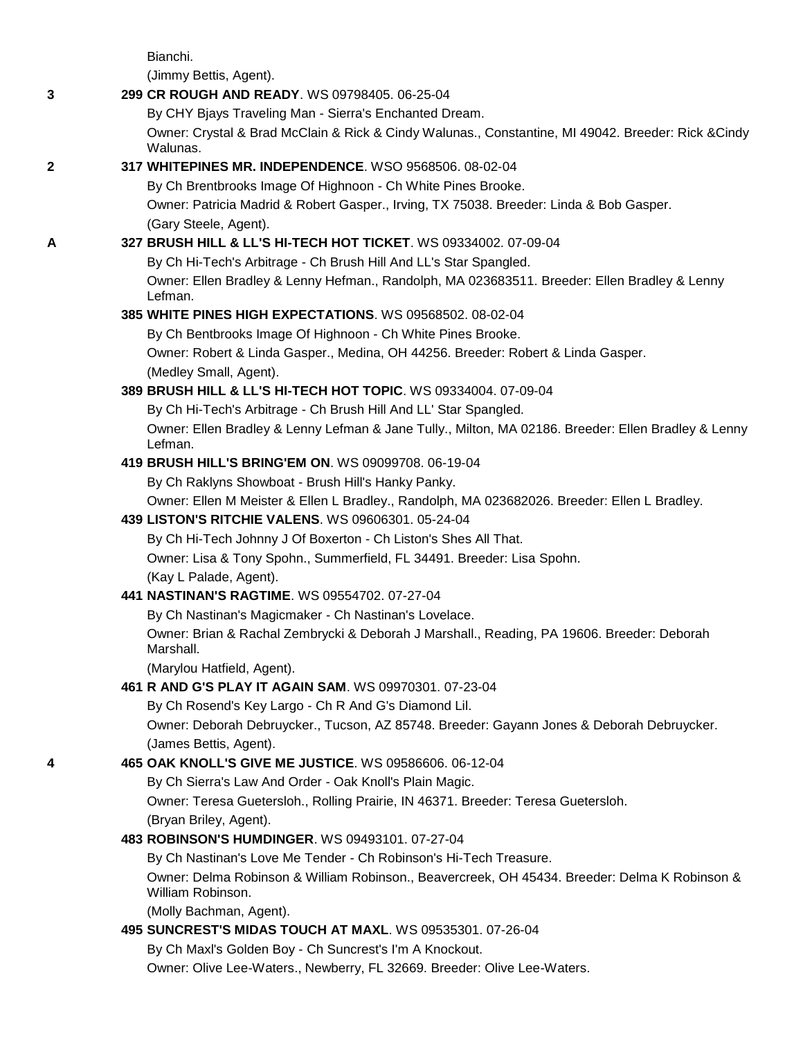Bianchi.

(Jimmy Bettis, Agent).

3 **299 CR ROUGH AND READY**. WS 09798405. 06-25-04

By CHY Bjays Traveling Man - Sierra's Enchanted Dream.

Owner: Crystal & Brad McClain & Rick & Cindy Walunas., Constantine, MI 49042. Breeder: Rick &Cindy Walunas.

2 **317 WHITEPINES MR. INDEPENDENCE**. WSO 9568506. 08-02-04

By Ch Brentbrooks Image Of Highnoon - Ch White Pines Brooke.

Owner: Patricia Madrid & Robert Gasper., Irving, TX 75038. Breeder: Linda & Bob Gasper.

(Gary Steele, Agent).

A **327 BRUSH HILL & LL'S HI-TECH HOT TICKET**. WS 09334002. 07-09-04

By Ch Hi-Tech's Arbitrage - Ch Brush Hill And LL's Star Spangled.

Owner: Ellen Bradley & Lenny Hefman., Randolph, MA 023683511. Breeder: Ellen Bradley & Lenny Lefman.

**385 WHITE PINES HIGH EXPECTATIONS**. WS 09568502. 08-02-04

By Ch Bentbrooks Image Of Highnoon - Ch White Pines Brooke.

Owner: Robert & Linda Gasper., Medina, OH 44256. Breeder: Robert & Linda Gasper.

(Medley Small, Agent).

**389 BRUSH HILL & LL'S HI-TECH HOT TOPIC**. WS 09334004. 07-09-04

By Ch Hi-Tech's Arbitrage - Ch Brush Hill And LL' Star Spangled.

Owner: Ellen Bradley & Lenny Lefman & Jane Tully., Milton, MA 02186. Breeder: Ellen Bradley & Lenny Lefman.

**419 BRUSH HILL'S BRING'EM ON**. WS 09099708. 06-19-04

By Ch Raklyns Showboat - Brush Hill's Hanky Panky.

Owner: Ellen M Meister & Ellen L Bradley., Randolph, MA 023682026. Breeder: Ellen L Bradley.

**439 LISTON'S RITCHIE VALENS**. WS 09606301. 05-24-04

By Ch Hi-Tech Johnny J Of Boxerton - Ch Liston's Shes All That.

Owner: Lisa & Tony Spohn., Summerfield, FL 34491. Breeder: Lisa Spohn.

(Kay L Palade, Agent).

**441 NASTINAN'S RAGTIME**. WS 09554702. 07-27-04

By Ch Nastinan's Magicmaker - Ch Nastinan's Lovelace.

Owner: Brian & Rachal Zembrycki & Deborah J Marshall., Reading, PA 19606. Breeder: Deborah Marshall.

(Marylou Hatfield, Agent).

**461 R AND G'S PLAY IT AGAIN SAM**. WS 09970301. 07-23-04

By Ch Rosend's Key Largo - Ch R And G's Diamond Lil.

Owner: Deborah Debruycker., Tucson, AZ 85748. Breeder: Gayann Jones & Deborah Debruycker.

(James Bettis, Agent).

4 **465 OAK KNOLL'S GIVE ME JUSTICE**. WS 09586606. 06-12-04

By Ch Sierra's Law And Order - Oak Knoll's Plain Magic.

Owner: Teresa Guetersloh., Rolling Prairie, IN 46371. Breeder: Teresa Guetersloh.

(Bryan Briley, Agent).

**483 ROBINSON'S HUMDINGER**. WS 09493101. 07-27-04

By Ch Nastinan's Love Me Tender - Ch Robinson's Hi-Tech Treasure.

Owner: Delma Robinson & William Robinson., Beavercreek, OH 45434. Breeder: Delma K Robinson & William Robinson.

(Molly Bachman, Agent).

**495 SUNCREST'S MIDAS TOUCH AT MAXL**. WS 09535301. 07-26-04

By Ch Maxl's Golden Boy - Ch Suncrest's I'm A Knockout.

Owner: Olive Lee-Waters., Newberry, FL 32669. Breeder: Olive Lee-Waters.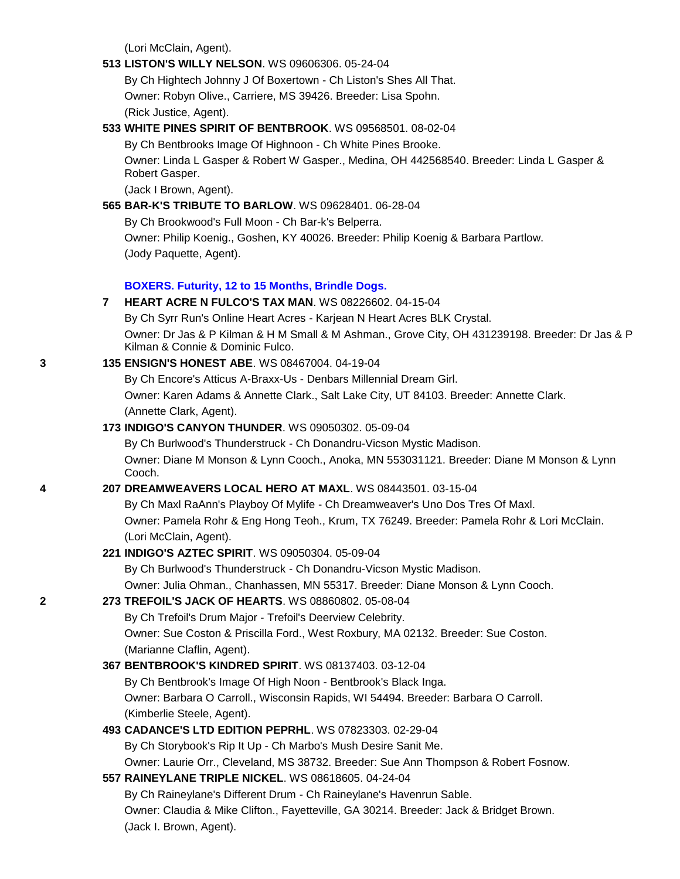(Lori McClain, Agent).

**513 LISTON'S WILLY NELSON**. WS 09606306. 05-24-04

By Ch Hightech Johnny J Of Boxertown - Ch Liston's Shes All That.

Owner: Robyn Olive., Carriere, MS 39426. Breeder: Lisa Spohn.

(Rick Justice, Agent).

**533 WHITE PINES SPIRIT OF BENTBROOK**. WS 09568501. 08-02-04

By Ch Bentbrooks Image Of Highnoon - Ch White Pines Brooke.

Owner: Linda L Gasper & Robert W Gasper., Medina, OH 442568540. Breeder: Linda L Gasper & Robert Gasper.

(Jack I Brown, Agent).

**565 BAR-K'S TRIBUTE TO BARLOW**. WS 09628401. 06-28-04

By Ch Brookwood's Full Moon - Ch Bar-k's Belperra.

Owner: Philip Koenig., Goshen, KY 40026. Breeder: Philip Koenig & Barbara Partlow.

(Jody Paquette, Agent).

### BOXERS. Futurity, 12 to 15 Months, Brindle Dogs.

**7 HEART ACRE N FULCO'S TAX MAN**. WS 08226602. 04-15-04

By Ch Syrr Run's Online Heart Acres - Karjean N Heart Acres BLK Crystal.

Owner: Dr Jas & P Kilman & H M Small & M Ashman., Grove City, OH 431239198. Breeder: Dr Jas & P Kilman & Connie & Dominic Fulco.

3 **135 ENSIGN'S HONEST ABE**. WS 08467004. 04-19-04

By Ch Encore's Atticus A-Braxx-Us - Denbars Millennial Dream Girl.

Owner: Karen Adams & Annette Clark., Salt Lake City, UT 84103. Breeder: Annette Clark.

(Annette Clark, Agent).

**173 INDIGO'S CANYON THUNDER**. WS 09050302. 05-09-04

By Ch Burlwood's Thunderstruck - Ch Donandru-Vicson Mystic Madison.

Owner: Diane M Monson & Lynn Cooch., Anoka, MN 553031121. Breeder: Diane M Monson & Lynn Cooch.

4 **207 DREAMWEAVERS LOCAL HERO AT MAXL**. WS 08443501. 03-15-04

By Ch Maxl RaAnn's Playboy Of Mylife - Ch Dreamweaver's Uno Dos Tres Of Maxl.

Owner: Pamela Rohr & Eng Hong Teoh., Krum, TX 76249. Breeder: Pamela Rohr & Lori McClain.

(Lori McClain, Agent).

**221 INDIGO'S AZTEC SPIRIT**. WS 09050304. 05-09-04

By Ch Burlwood's Thunderstruck - Ch Donandru-Vicson Mystic Madison.

Owner: Julia Ohman., Chanhassen, MN 55317. Breeder: Diane Monson & Lynn Cooch.

2 **273 TREFOIL'S JACK OF HEARTS**. WS 08860802. 05-08-04

By Ch Trefoil's Drum Major - Trefoil's Deerview Celebrity.

Owner: Sue Coston & Priscilla Ford., West Roxbury, MA 02132. Breeder: Sue Coston.

(Marianne Claflin, Agent).

**367 BENTBROOK'S KINDRED SPIRIT**. WS 08137403. 03-12-04

By Ch Bentbrook's Image Of High Noon - Bentbrook's Black Inga.

Owner: Barbara O Carroll., Wisconsin Rapids, WI 54494. Breeder: Barbara O Carroll.

(Kimberlie Steele, Agent).

**493 CADANCE'S LTD EDITION PEPRHL**. WS 07823303. 02-29-04

By Ch Storybook's Rip It Up - Ch Marbo's Mush Desire Sanit Me.

Owner: Laurie Orr., Cleveland, MS 38732. Breeder: Sue Ann Thompson & Robert Fosnow.

**557 RAINEYLANE TRIPLE NICKEL**. WS 08618605. 04-24-04

By Ch Raineylane's Different Drum - Ch Raineylane's Havenrun Sable.

Owner: Claudia & Mike Clifton., Fayetteville, GA 30214. Breeder: Jack & Bridget Brown.

(Jack I. Brown, Agent).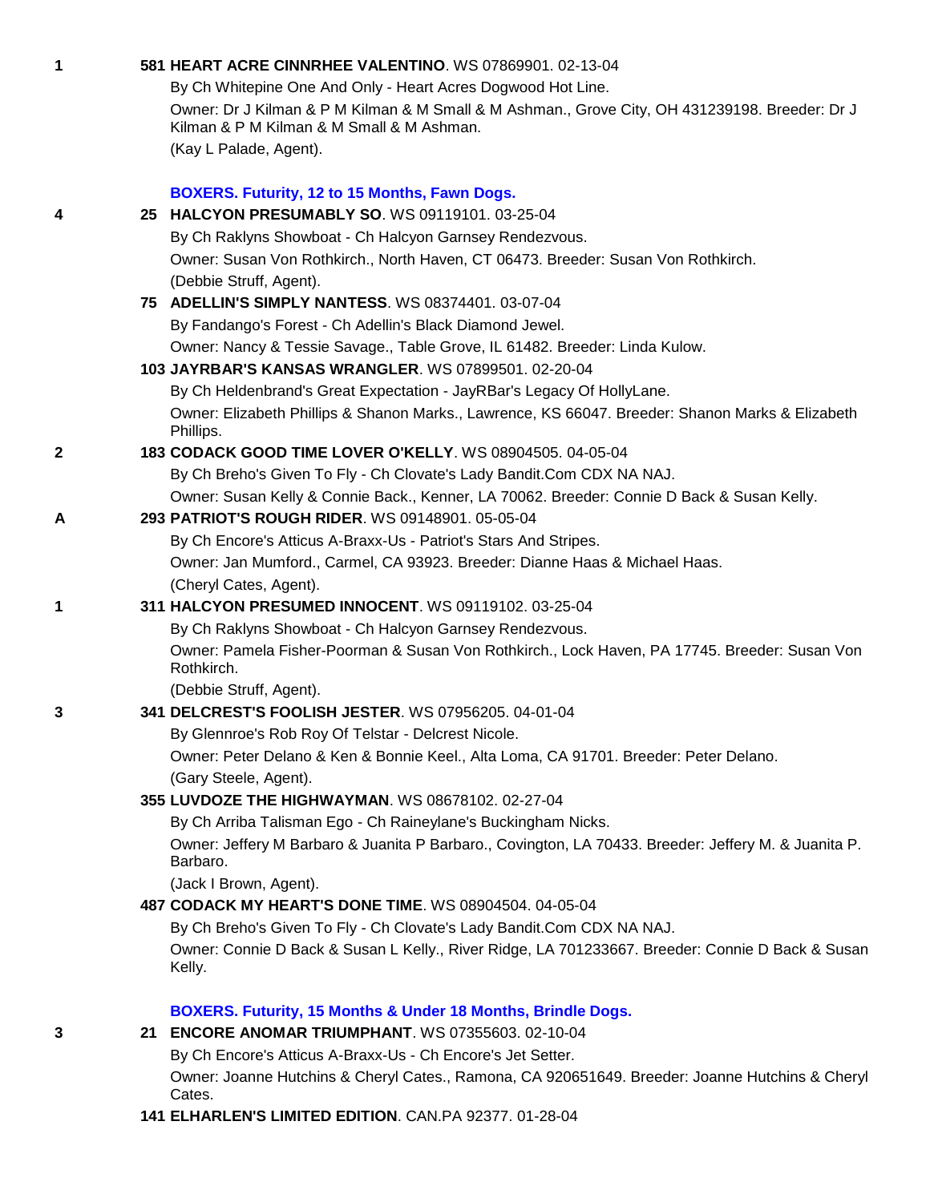1 **581 HEART ACRE CINNRHEE VALENTINO**. WS 07869901. 02-13-04
By Ch Whitepine One And Only - Heart Acres Dogwood Hot Line.
Owner: Dr J Kilman & P M Kilman & M Small & M Ashman., Grove City, OH 431239198. Breeder: Dr J Kilman & P M Kilman & M Small & M Ashman.
(Kay L Palade, Agent).

### BOXERS. Futurity, 12 to 15 Months, Fawn Dogs.

4 **25 HALCYON PRESUMABLY SO**. WS 09119101. 03-25-04
By Ch Raklyns Showboat - Ch Halcyon Garnsey Rendezvous.
Owner: Susan Von Rothkirch., North Haven, CT 06473. Breeder: Susan Von Rothkirch.
(Debbie Struff, Agent).

**75 ADELLIN'S SIMPLY NANTESS**. WS 08374401. 03-07-04
By Fandango's Forest - Ch Adellin's Black Diamond Jewel.
Owner: Nancy & Tessie Savage., Table Grove, IL 61482. Breeder: Linda Kulow.

**103 JAYRBAR'S KANSAS WRANGLER**. WS 07899501. 02-20-04
By Ch Heldenbrand's Great Expectation - JayRBar's Legacy Of HollyLane.
Owner: Elizabeth Phillips & Shanon Marks., Lawrence, KS 66047. Breeder: Shanon Marks & Elizabeth Phillips.

2 **183 CODACK GOOD TIME LOVER O'KELLY**. WS 08904505. 04-05-04
By Ch Breho's Given To Fly - Ch Clovate's Lady Bandit.Com CDX NA NAJ.
Owner: Susan Kelly & Connie Back., Kenner, LA 70062. Breeder: Connie D Back & Susan Kelly.

A **293 PATRIOT'S ROUGH RIDER**. WS 09148901. 05-05-04
By Ch Encore's Atticus A-Braxx-Us - Patriot's Stars And Stripes.
Owner: Jan Mumford., Carmel, CA 93923. Breeder: Dianne Haas & Michael Haas.
(Cheryl Cates, Agent).

1 **311 HALCYON PRESUMED INNOCENT**. WS 09119102. 03-25-04
By Ch Raklyns Showboat - Ch Halcyon Garnsey Rendezvous.
Owner: Pamela Fisher-Poorman & Susan Von Rothkirch., Lock Haven, PA 17745. Breeder: Susan Von Rothkirch.
(Debbie Struff, Agent).

3 **341 DELCREST'S FOOLISH JESTER**. WS 07956205. 04-01-04
By Glennroe's Rob Roy Of Telstar - Delcrest Nicole.
Owner: Peter Delano & Ken & Bonnie Keel., Alta Loma, CA 91701. Breeder: Peter Delano.
(Gary Steele, Agent).

**355 LUVDOZE THE HIGHWAYMAN**. WS 08678102. 02-27-04
By Ch Arriba Talisman Ego - Ch Raineylane's Buckingham Nicks.
Owner: Jeffery M Barbaro & Juanita P Barbaro., Covington, LA 70433. Breeder: Jeffery M. & Juanita P. Barbaro.
(Jack I Brown, Agent).

**487 CODACK MY HEART'S DONE TIME**. WS 08904504. 04-05-04
By Ch Breho's Given To Fly - Ch Clovate's Lady Bandit.Com CDX NA NAJ.
Owner: Connie D Back & Susan L Kelly., River Ridge, LA 701233667. Breeder: Connie D Back & Susan Kelly.

### BOXERS. Futurity, 15 Months & Under 18 Months, Brindle Dogs.

3 **21 ENCORE ANOMAR TRIUMPHANT**. WS 07355603. 02-10-04
By Ch Encore's Atticus A-Braxx-Us - Ch Encore's Jet Setter.
Owner: Joanne Hutchins & Cheryl Cates., Ramona, CA 920651649. Breeder: Joanne Hutchins & Cheryl Cates.

**141 ELHARLEN'S LIMITED EDITION**. CAN.PA 92377. 01-28-04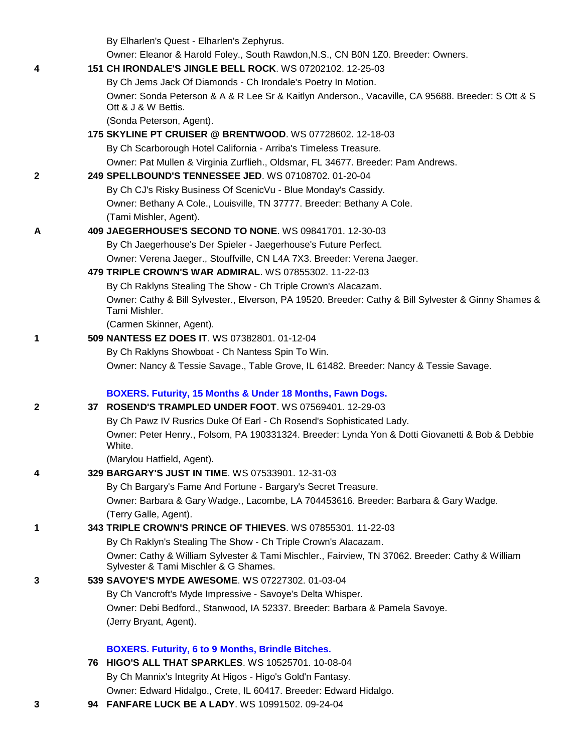By Elharlen's Quest - Elharlen's Zephyrus.
Owner: Eleanor & Harold Foley., South Rawdon,N.S., CN B0N 1Z0. Breeder: Owners.

4 **151 CH IRONDALE'S JINGLE BELL ROCK**. WS 07202102. 12-25-03
By Ch Jems Jack Of Diamonds - Ch Irondale's Poetry In Motion.
Owner: Sonda Peterson & A & R Lee Sr & Kaitlyn Anderson., Vacaville, CA 95688. Breeder: S Ott & S Ott & J & W Bettis.
(Sonda Peterson, Agent).

**175 SKYLINE PT CRUISER @ BRENTWOOD**. WS 07728602. 12-18-03
By Ch Scarborough Hotel California - Arriba's Timeless Treasure.
Owner: Pat Mullen & Virginia Zurflieh., Oldsmar, FL 34677. Breeder: Pam Andrews.

2 **249 SPELLBOUND'S TENNESSEE JED**. WS 07108702. 01-20-04
By Ch CJ's Risky Business Of ScenicVu - Blue Monday's Cassidy.
Owner: Bethany A Cole., Louisville, TN 37777. Breeder: Bethany A Cole.
(Tami Mishler, Agent).

A **409 JAEGERHOUSE'S SECOND TO NONE**. WS 09841701. 12-30-03
By Ch Jaegerhouse's Der Spieler - Jaegerhouse's Future Perfect.
Owner: Verena Jaeger., Stouffville, CN L4A 7X3. Breeder: Verena Jaeger.

**479 TRIPLE CROWN'S WAR ADMIRAL**. WS 07855302. 11-22-03
By Ch Raklyns Stealing The Show - Ch Triple Crown's Alacazam.
Owner: Cathy & Bill Sylvester., Elverson, PA 19520. Breeder: Cathy & Bill Sylvester & Ginny Shames & Tami Mishler.
(Carmen Skinner, Agent).

1 **509 NANTESS EZ DOES IT**. WS 07382801. 01-12-04
By Ch Raklyns Showboat - Ch Nantess Spin To Win.
Owner: Nancy & Tessie Savage., Table Grove, IL 61482. Breeder: Nancy & Tessie Savage.

### BOXERS. Futurity, 15 Months & Under 18 Months, Fawn Dogs.

2 **37 ROSEND'S TRAMPLED UNDER FOOT**. WS 07569401. 12-29-03
By Ch Pawz IV Rusrics Duke Of Earl - Ch Rosend's Sophisticated Lady.
Owner: Peter Henry., Folsom, PA 190331324. Breeder: Lynda Yon & Dotti Giovanetti & Bob & Debbie White.
(Marylou Hatfield, Agent).

4 **329 BARGARY'S JUST IN TIME**. WS 07533901. 12-31-03
By Ch Bargary's Fame And Fortune - Bargary's Secret Treasure.
Owner: Barbara & Gary Wadge., Lacombe, LA 704453616. Breeder: Barbara & Gary Wadge.
(Terry Galle, Agent).

1 **343 TRIPLE CROWN'S PRINCE OF THIEVES**. WS 07855301. 11-22-03
By Ch Raklyn's Stealing The Show - Ch Triple Crown's Alacazam.
Owner: Cathy & William Sylvester & Tami Mischler., Fairview, TN 37062. Breeder: Cathy & William Sylvester & Tami Mischler & G Shames.

3 **539 SAVOYE'S MYDE AWESOME**. WS 07227302. 01-03-04
By Ch Vancroft's Myde Impressive - Savoye's Delta Whisper.
Owner: Debi Bedford., Stanwood, IA 52337. Breeder: Barbara & Pamela Savoye.
(Jerry Bryant, Agent).

### BOXERS. Futurity, 6 to 9 Months, Brindle Bitches.

**76 HIGO'S ALL THAT SPARKLES**. WS 10525701. 10-08-04
By Ch Mannix's Integrity At Higos - Higo's Gold'n Fantasy.
Owner: Edward Hidalgo., Crete, IL 60417. Breeder: Edward Hidalgo.

3 **94 FANFARE LUCK BE A LADY**. WS 10991502. 09-24-04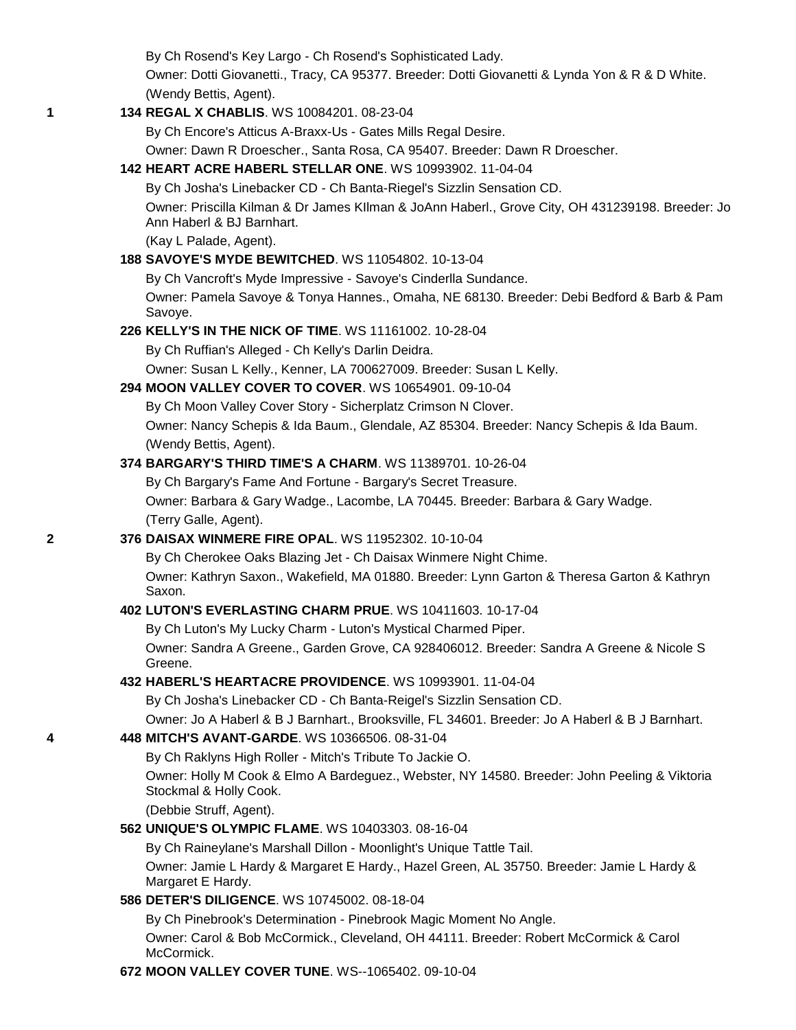By Ch Rosend's Key Largo - Ch Rosend's Sophisticated Lady.

Owner: Dotti Giovanetti., Tracy, CA 95377. Breeder: Dotti Giovanetti & Lynda Yon & R & D White.

(Wendy Bettis, Agent).

1 **134 REGAL X CHABLIS**. WS 10084201. 08-23-04

By Ch Encore's Atticus A-Braxx-Us - Gates Mills Regal Desire.

Owner: Dawn R Droescher., Santa Rosa, CA 95407. Breeder: Dawn R Droescher.

**142 HEART ACRE HABERL STELLAR ONE**. WS 10993902. 11-04-04

By Ch Josha's Linebacker CD - Ch Banta-Riegel's Sizzlin Sensation CD.

Owner: Priscilla Kilman & Dr James KIlman & JoAnn Haberl., Grove City, OH 431239198. Breeder: Jo Ann Haberl & BJ Barnhart.

(Kay L Palade, Agent).

**188 SAVOYE'S MYDE BEWITCHED**. WS 11054802. 10-13-04

By Ch Vancroft's Myde Impressive - Savoye's Cinderlla Sundance.

Owner: Pamela Savoye & Tonya Hannes., Omaha, NE 68130. Breeder: Debi Bedford & Barb & Pam Savoye.

**226 KELLY'S IN THE NICK OF TIME**. WS 11161002. 10-28-04

By Ch Ruffian's Alleged - Ch Kelly's Darlin Deidra.

Owner: Susan L Kelly., Kenner, LA 700627009. Breeder: Susan L Kelly.

**294 MOON VALLEY COVER TO COVER**. WS 10654901. 09-10-04

By Ch Moon Valley Cover Story - Sicherplatz Crimson N Clover.

Owner: Nancy Schepis & Ida Baum., Glendale, AZ 85304. Breeder: Nancy Schepis & Ida Baum.

(Wendy Bettis, Agent).

**374 BARGARY'S THIRD TIME'S A CHARM**. WS 11389701. 10-26-04

By Ch Bargary's Fame And Fortune - Bargary's Secret Treasure.

Owner: Barbara & Gary Wadge., Lacombe, LA 70445. Breeder: Barbara & Gary Wadge.

(Terry Galle, Agent).

2 **376 DAISAX WINMERE FIRE OPAL**. WS 11952302. 10-10-04

By Ch Cherokee Oaks Blazing Jet - Ch Daisax Winmere Night Chime.

Owner: Kathryn Saxon., Wakefield, MA 01880. Breeder: Lynn Garton & Theresa Garton & Kathryn Saxon.

**402 LUTON'S EVERLASTING CHARM PRUE**. WS 10411603. 10-17-04

By Ch Luton's My Lucky Charm - Luton's Mystical Charmed Piper.

Owner: Sandra A Greene., Garden Grove, CA 928406012. Breeder: Sandra A Greene & Nicole S Greene.

**432 HABERL'S HEARTACRE PROVIDENCE**. WS 10993901. 11-04-04

By Ch Josha's Linebacker CD - Ch Banta-Reigel's Sizzlin Sensation CD.

Owner: Jo A Haberl & B J Barnhart., Brooksville, FL 34601. Breeder: Jo A Haberl & B J Barnhart.

4 **448 MITCH'S AVANT-GARDE**. WS 10366506. 08-31-04

By Ch Raklyns High Roller - Mitch's Tribute To Jackie O.

Owner: Holly M Cook & Elmo A Bardeguez., Webster, NY 14580. Breeder: John Peeling & Viktoria Stockmal & Holly Cook.

(Debbie Struff, Agent).

**562 UNIQUE'S OLYMPIC FLAME**. WS 10403303. 08-16-04

By Ch Raineylane's Marshall Dillon - Moonlight's Unique Tattle Tail.

Owner: Jamie L Hardy & Margaret E Hardy., Hazel Green, AL 35750. Breeder: Jamie L Hardy & Margaret E Hardy.

**586 DETER'S DILIGENCE**. WS 10745002. 08-18-04

By Ch Pinebrook's Determination - Pinebrook Magic Moment No Angle.

Owner: Carol & Bob McCormick., Cleveland, OH 44111. Breeder: Robert McCormick & Carol McCormick.

**672 MOON VALLEY COVER TUNE**. WS--1065402. 09-10-04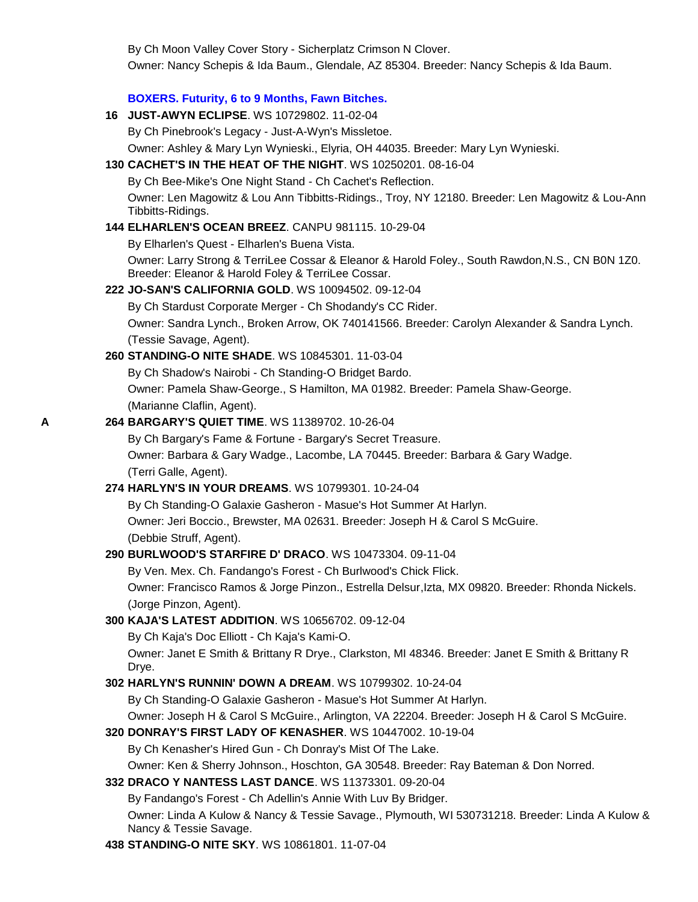By Ch Moon Valley Cover Story - Sicherplatz Crimson N Clover.

Owner: Nancy Schepis & Ida Baum., Glendale, AZ 85304. Breeder: Nancy Schepis & Ida Baum.

### BOXERS. Futurity, 6 to 9 Months, Fawn Bitches.

**16 JUST-AWYN ECLIPSE**. WS 10729802. 11-02-04

By Ch Pinebrook's Legacy - Just-A-Wyn's Missletoe.

Owner: Ashley & Mary Lyn Wynieski., Elyria, OH 44035. Breeder: Mary Lyn Wynieski.

**130 CACHET'S IN THE HEAT OF THE NIGHT**. WS 10250201. 08-16-04

By Ch Bee-Mike's One Night Stand - Ch Cachet's Reflection.

Owner: Len Magowitz & Lou Ann Tibbitts-Ridings., Troy, NY 12180. Breeder: Len Magowitz & Lou-Ann Tibbitts-Ridings.

**144 ELHARLEN'S OCEAN BREEZ**. CANPU 981115. 10-29-04

By Elharlen's Quest - Elharlen's Buena Vista.

Owner: Larry Strong & TerriLee Cossar & Eleanor & Harold Foley., South Rawdon,N.S., CN B0N 1Z0. Breeder: Eleanor & Harold Foley & TerriLee Cossar.

**222 JO-SAN'S CALIFORNIA GOLD**. WS 10094502. 09-12-04

By Ch Stardust Corporate Merger - Ch Shodandy's CC Rider.

Owner: Sandra Lynch., Broken Arrow, OK 740141566. Breeder: Carolyn Alexander & Sandra Lynch. (Tessie Savage, Agent).

**260 STANDING-O NITE SHADE**. WS 10845301. 11-03-04

By Ch Shadow's Nairobi - Ch Standing-O Bridget Bardo.

Owner: Pamela Shaw-George., S Hamilton, MA 01982. Breeder: Pamela Shaw-George. (Marianne Claflin, Agent).

A **264 BARGARY'S QUIET TIME**. WS 11389702. 10-26-04

By Ch Bargary's Fame & Fortune - Bargary's Secret Treasure.

Owner: Barbara & Gary Wadge., Lacombe, LA 70445. Breeder: Barbara & Gary Wadge. (Terri Galle, Agent).

**274 HARLYN'S IN YOUR DREAMS**. WS 10799301. 10-24-04

By Ch Standing-O Galaxie Gasheron - Masue's Hot Summer At Harlyn.

Owner: Jeri Boccio., Brewster, MA 02631. Breeder: Joseph H & Carol S McGuire. (Debbie Struff, Agent).

**290 BURLWOOD'S STARFIRE D' DRACO**. WS 10473304. 09-11-04

By Ven. Mex. Ch. Fandango's Forest - Ch Burlwood's Chick Flick.

Owner: Francisco Ramos & Jorge Pinzon., Estrella Delsur,Izta, MX 09820. Breeder: Rhonda Nickels. (Jorge Pinzon, Agent).

**300 KAJA'S LATEST ADDITION**. WS 10656702. 09-12-04

By Ch Kaja's Doc Elliott - Ch Kaja's Kami-O.

Owner: Janet E Smith & Brittany R Drye., Clarkston, MI 48346. Breeder: Janet E Smith & Brittany R Drye.

**302 HARLYN'S RUNNIN' DOWN A DREAM**. WS 10799302. 10-24-04

By Ch Standing-O Galaxie Gasheron - Masue's Hot Summer At Harlyn.

Owner: Joseph H & Carol S McGuire., Arlington, VA 22204. Breeder: Joseph H & Carol S McGuire.

**320 DONRAY'S FIRST LADY OF KENASHER**. WS 10447002. 10-19-04

By Ch Kenasher's Hired Gun - Ch Donray's Mist Of The Lake.

Owner: Ken & Sherry Johnson., Hoschton, GA 30548. Breeder: Ray Bateman & Don Norred.

**332 DRACO Y NANTESS LAST DANCE**. WS 11373301. 09-20-04

By Fandango's Forest - Ch Adellin's Annie With Luv By Bridger.

Owner: Linda A Kulow & Nancy & Tessie Savage., Plymouth, WI 530731218. Breeder: Linda A Kulow & Nancy & Tessie Savage.

**438 STANDING-O NITE SKY**. WS 10861801. 11-07-04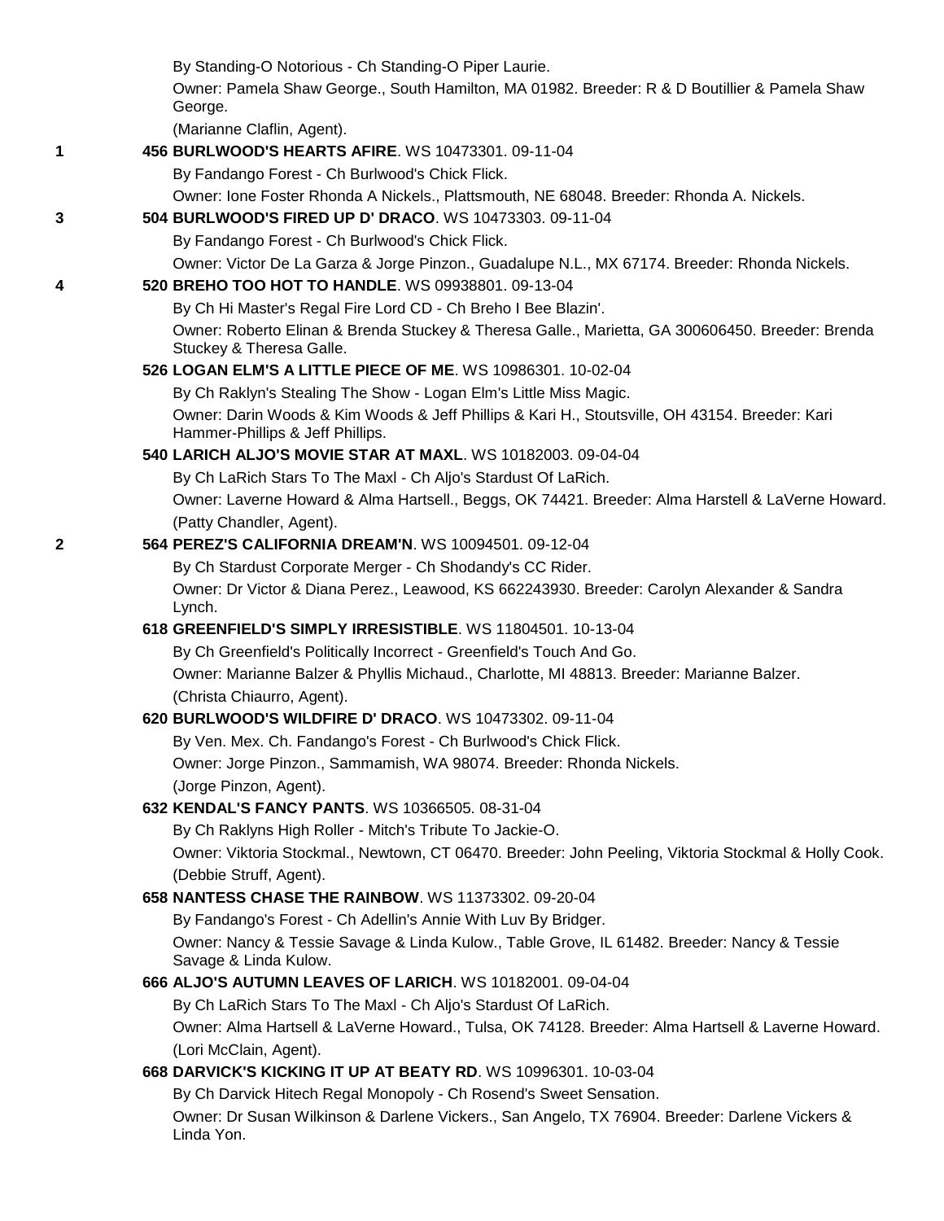By Standing-O Notorious - Ch Standing-O Piper Laurie.

Owner: Pamela Shaw George., South Hamilton, MA 01982. Breeder: R & D Boutillier & Pamela Shaw George.

(Marianne Claflin, Agent).

1 **456 BURLWOOD'S HEARTS AFIRE**. WS 10473301. 09-11-04

By Fandango Forest - Ch Burlwood's Chick Flick.

Owner: Ione Foster Rhonda A Nickels., Plattsmouth, NE 68048. Breeder: Rhonda A. Nickels.

3 **504 BURLWOOD'S FIRED UP D' DRACO**. WS 10473303. 09-11-04

By Fandango Forest - Ch Burlwood's Chick Flick.

Owner: Victor De La Garza & Jorge Pinzon., Guadalupe N.L., MX 67174. Breeder: Rhonda Nickels.

4 **520 BREHO TOO HOT TO HANDLE**. WS 09938801. 09-13-04

By Ch Hi Master's Regal Fire Lord CD - Ch Breho I Bee Blazin'.

Owner: Roberto Elinan & Brenda Stuckey & Theresa Galle., Marietta, GA 300606450. Breeder: Brenda Stuckey & Theresa Galle.

**526 LOGAN ELM'S A LITTLE PIECE OF ME**. WS 10986301. 10-02-04

By Ch Raklyn's Stealing The Show - Logan Elm's Little Miss Magic.

Owner: Darin Woods & Kim Woods & Jeff Phillips & Kari H., Stoutsville, OH 43154. Breeder: Kari Hammer-Phillips & Jeff Phillips.

**540 LARICH ALJO'S MOVIE STAR AT MAXL**. WS 10182003. 09-04-04

By Ch LaRich Stars To The Maxl - Ch Aljo's Stardust Of LaRich.

Owner: Laverne Howard & Alma Hartsell., Beggs, OK 74421. Breeder: Alma Harstell & LaVerne Howard.

(Patty Chandler, Agent).

2 **564 PEREZ'S CALIFORNIA DREAM'N**. WS 10094501. 09-12-04

By Ch Stardust Corporate Merger - Ch Shodandy's CC Rider.

Owner: Dr Victor & Diana Perez., Leawood, KS 662243930. Breeder: Carolyn Alexander & Sandra Lynch.

**618 GREENFIELD'S SIMPLY IRRESISTIBLE**. WS 11804501. 10-13-04

By Ch Greenfield's Politically Incorrect - Greenfield's Touch And Go.

Owner: Marianne Balzer & Phyllis Michaud., Charlotte, MI 48813. Breeder: Marianne Balzer.

(Christa Chiaurro, Agent).

**620 BURLWOOD'S WILDFIRE D' DRACO**. WS 10473302. 09-11-04

By Ven. Mex. Ch. Fandango's Forest - Ch Burlwood's Chick Flick.

Owner: Jorge Pinzon., Sammamish, WA 98074. Breeder: Rhonda Nickels.

(Jorge Pinzon, Agent).

**632 KENDAL'S FANCY PANTS**. WS 10366505. 08-31-04

By Ch Raklyns High Roller - Mitch's Tribute To Jackie-O.

Owner: Viktoria Stockmal., Newtown, CT 06470. Breeder: John Peeling, Viktoria Stockmal & Holly Cook.

(Debbie Struff, Agent).

**658 NANTESS CHASE THE RAINBOW**. WS 11373302. 09-20-04

By Fandango's Forest - Ch Adellin's Annie With Luv By Bridger.

Owner: Nancy & Tessie Savage & Linda Kulow., Table Grove, IL 61482. Breeder: Nancy & Tessie Savage & Linda Kulow.

**666 ALJO'S AUTUMN LEAVES OF LARICH**. WS 10182001. 09-04-04

By Ch LaRich Stars To The Maxl - Ch Aljo's Stardust Of LaRich.

Owner: Alma Hartsell & LaVerne Howard., Tulsa, OK 74128. Breeder: Alma Hartsell & Laverne Howard.

(Lori McClain, Agent).

**668 DARVICK'S KICKING IT UP AT BEATY RD**. WS 10996301. 10-03-04

By Ch Darvick Hitech Regal Monopoly - Ch Rosend's Sweet Sensation.

Owner: Dr Susan Wilkinson & Darlene Vickers., San Angelo, TX 76904. Breeder: Darlene Vickers & Linda Yon.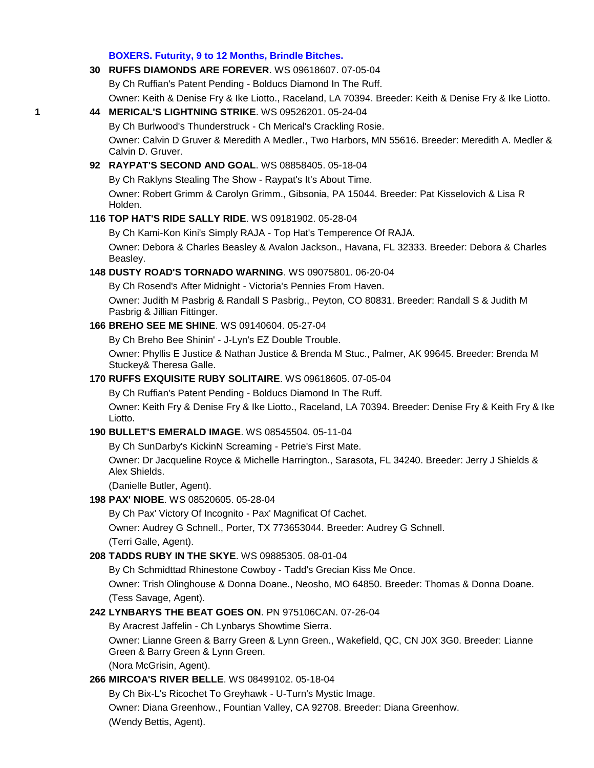### BOXERS. Futurity, 9 to 12 Months, Brindle Bitches.

**30 RUFFS DIAMONDS ARE FOREVER**. WS 09618607. 07-05-04
By Ch Ruffian's Patent Pending - Bolducs Diamond In The Ruff.
Owner: Keith & Denise Fry & Ike Liotto., Raceland, LA 70394. Breeder: Keith & Denise Fry & Ike Liotto.

1 **44 MERICAL'S LIGHTNING STRIKE**. WS 09526201. 05-24-04
By Ch Burlwood's Thunderstruck - Ch Merical's Crackling Rosie.
Owner: Calvin D Gruver & Meredith A Medler., Two Harbors, MN 55616. Breeder: Meredith A. Medler & Calvin D. Gruver.

**92 RAYPAT'S SECOND AND GOAL**. WS 08858405. 05-18-04
By Ch Raklyns Stealing The Show - Raypat's It's About Time.
Owner: Robert Grimm & Carolyn Grimm., Gibsonia, PA 15044. Breeder: Pat Kisselovich & Lisa R Holden.

**116 TOP HAT'S RIDE SALLY RIDE**. WS 09181902. 05-28-04
By Ch Kami-Kon Kini's Simply RAJA - Top Hat's Temperence Of RAJA.
Owner: Debora & Charles Beasley & Avalon Jackson., Havana, FL 32333. Breeder: Debora & Charles Beasley.

**148 DUSTY ROAD'S TORNADO WARNING**. WS 09075801. 06-20-04
By Ch Rosend's After Midnight - Victoria's Pennies From Haven.
Owner: Judith M Pasbrig & Randall S Pasbrig., Peyton, CO 80831. Breeder: Randall S & Judith M Pasbrig & Jillian Fittinger.

**166 BREHO SEE ME SHINE**. WS 09140604. 05-27-04
By Ch Breho Bee Shinin' - J-Lyn's EZ Double Trouble.
Owner: Phyllis E Justice & Nathan Justice & Brenda M Stuc., Palmer, AK 99645. Breeder: Brenda M Stuckey& Theresa Galle.

**170 RUFFS EXQUISITE RUBY SOLITAIRE**. WS 09618605. 07-05-04
By Ch Ruffian's Patent Pending - Bolducs Diamond In The Ruff.
Owner: Keith Fry & Denise Fry & Ike Liotto., Raceland, LA 70394. Breeder: Denise Fry & Keith Fry & Ike Liotto.

**190 BULLET'S EMERALD IMAGE**. WS 08545504. 05-11-04
By Ch SunDarby's KickinN Screaming - Petrie's First Mate.
Owner: Dr Jacqueline Royce & Michelle Harrington., Sarasota, FL 34240. Breeder: Jerry J Shields & Alex Shields.
(Danielle Butler, Agent).

**198 PAX' NIOBE**. WS 08520605. 05-28-04
By Ch Pax' Victory Of Incognito - Pax' Magnificat Of Cachet.
Owner: Audrey G Schnell., Porter, TX 773653044. Breeder: Audrey G Schnell.
(Terri Galle, Agent).

**208 TADDS RUBY IN THE SKYE**. WS 09885305. 08-01-04
By Ch Schmidttad Rhinestone Cowboy - Tadd's Grecian Kiss Me Once.
Owner: Trish Olinghouse & Donna Doane., Neosho, MO 64850. Breeder: Thomas & Donna Doane.
(Tess Savage, Agent).

**242 LYNBARYS THE BEAT GOES ON**. PN 975106CAN. 07-26-04
By Aracrest Jaffelin - Ch Lynbarys Showtime Sierra.
Owner: Lianne Green & Barry Green & Lynn Green., Wakefield, QC, CN J0X 3G0. Breeder: Lianne Green & Barry Green & Lynn Green.
(Nora McGrisin, Agent).

**266 MIRCOA'S RIVER BELLE**. WS 08499102. 05-18-04
By Ch Bix-L's Ricochet To Greyhawk - U-Turn's Mystic Image.
Owner: Diana Greenhow., Fountian Valley, CA 92708. Breeder: Diana Greenhow.
(Wendy Bettis, Agent).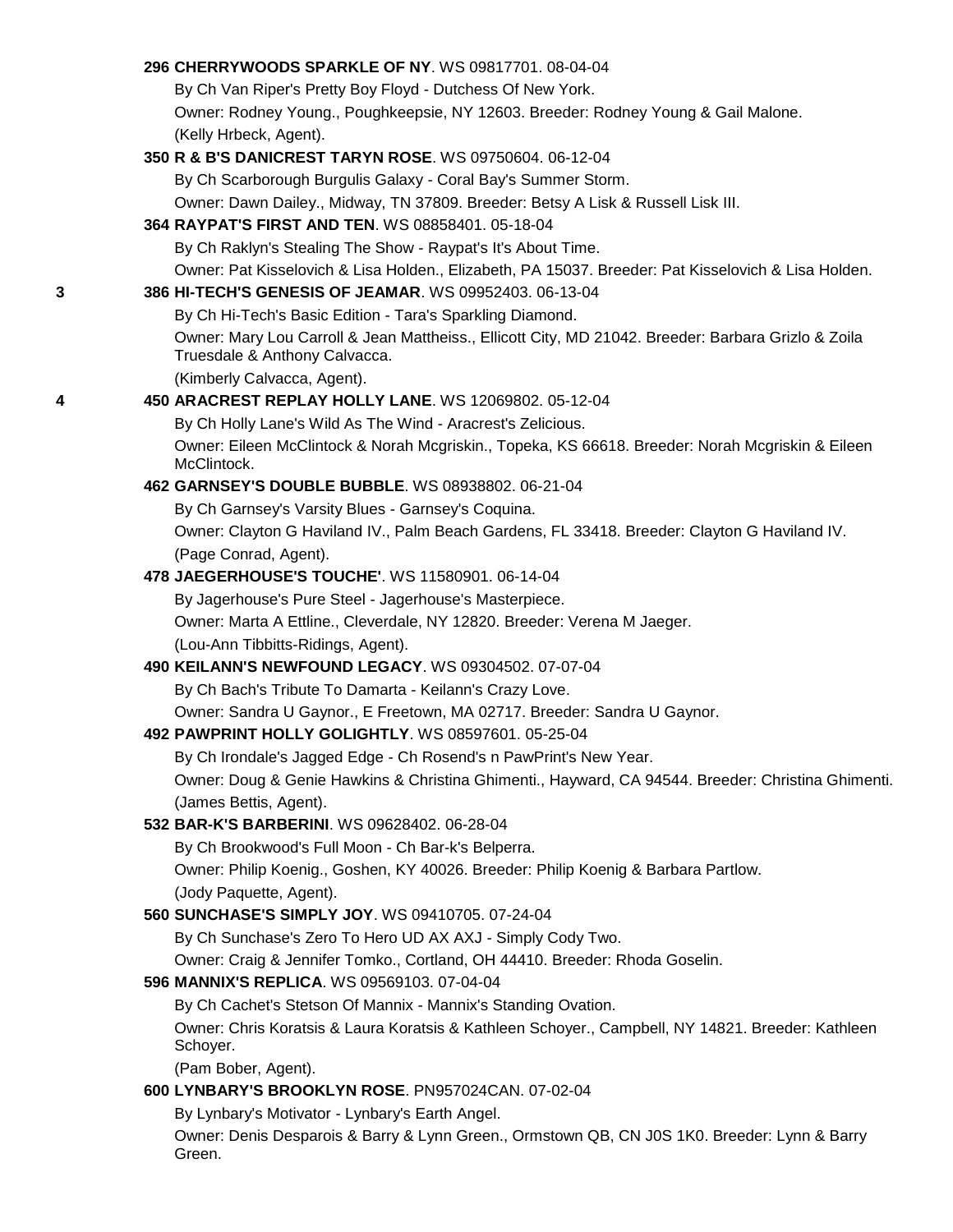**296 CHERRYWOODS SPARKLE OF NY**. WS 09817701. 08-04-04

By Ch Van Riper's Pretty Boy Floyd - Dutchess Of New York.

Owner: Rodney Young., Poughkeepsie, NY 12603. Breeder: Rodney Young & Gail Malone.

(Kelly Hrbeck, Agent).

**350 R & B'S DANICREST TARYN ROSE**. WS 09750604. 06-12-04

By Ch Scarborough Burgulis Galaxy - Coral Bay's Summer Storm.

Owner: Dawn Dailey., Midway, TN 37809. Breeder: Betsy A Lisk & Russell Lisk III.

**364 RAYPAT'S FIRST AND TEN**. WS 08858401. 05-18-04

By Ch Raklyn's Stealing The Show - Raypat's It's About Time.

Owner: Pat Kisselovich & Lisa Holden., Elizabeth, PA 15037. Breeder: Pat Kisselovich & Lisa Holden.

3 **386 HI-TECH'S GENESIS OF JEAMAR**. WS 09952403. 06-13-04

By Ch Hi-Tech's Basic Edition - Tara's Sparkling Diamond.

Owner: Mary Lou Carroll & Jean Mattheiss., Ellicott City, MD 21042. Breeder: Barbara Grizlo & Zoila Truesdale & Anthony Calvacca.

(Kimberly Calvacca, Agent).

4 **450 ARACREST REPLAY HOLLY LANE**. WS 12069802. 05-12-04

By Ch Holly Lane's Wild As The Wind - Aracrest's Zelicious.

Owner: Eileen McClintock & Norah Mcgriskin., Topeka, KS 66618. Breeder: Norah Mcgriskin & Eileen McClintock.

**462 GARNSEY'S DOUBLE BUBBLE**. WS 08938802. 06-21-04

By Ch Garnsey's Varsity Blues - Garnsey's Coquina.

Owner: Clayton G Haviland IV., Palm Beach Gardens, FL 33418. Breeder: Clayton G Haviland IV.

(Page Conrad, Agent).

**478 JAEGERHOUSE'S TOUCHE'**. WS 11580901. 06-14-04

By Jagerhouse's Pure Steel - Jagerhouse's Masterpiece.

Owner: Marta A Ettline., Cleverdale, NY 12820. Breeder: Verena M Jaeger.

(Lou-Ann Tibbitts-Ridings, Agent).

**490 KEILANN'S NEWFOUND LEGACY**. WS 09304502. 07-07-04

By Ch Bach's Tribute To Damarta - Keilann's Crazy Love.

Owner: Sandra U Gaynor., E Freetown, MA 02717. Breeder: Sandra U Gaynor.

**492 PAWPRINT HOLLY GOLIGHTLY**. WS 08597601. 05-25-04

By Ch Irondale's Jagged Edge - Ch Rosend's n PawPrint's New Year.

Owner: Doug & Genie Hawkins & Christina Ghimenti., Hayward, CA 94544. Breeder: Christina Ghimenti.

(James Bettis, Agent).

**532 BAR-K'S BARBERINI**. WS 09628402. 06-28-04

By Ch Brookwood's Full Moon - Ch Bar-k's Belperra.

Owner: Philip Koenig., Goshen, KY 40026. Breeder: Philip Koenig & Barbara Partlow.

(Jody Paquette, Agent).

**560 SUNCHASE'S SIMPLY JOY**. WS 09410705. 07-24-04

By Ch Sunchase's Zero To Hero UD AX AXJ - Simply Cody Two.

Owner: Craig & Jennifer Tomko., Cortland, OH 44410. Breeder: Rhoda Goselin.

**596 MANNIX'S REPLICA**. WS 09569103. 07-04-04

By Ch Cachet's Stetson Of Mannix - Mannix's Standing Ovation.

Owner: Chris Koratsis & Laura Koratsis & Kathleen Schoyer., Campbell, NY 14821. Breeder: Kathleen Schoyer.

(Pam Bober, Agent).

**600 LYNBARY'S BROOKLYN ROSE**. PN957024CAN. 07-02-04

By Lynbary's Motivator - Lynbary's Earth Angel.

Owner: Denis Desparois & Barry & Lynn Green., Ormstown QB, CN J0S 1K0. Breeder: Lynn & Barry Green.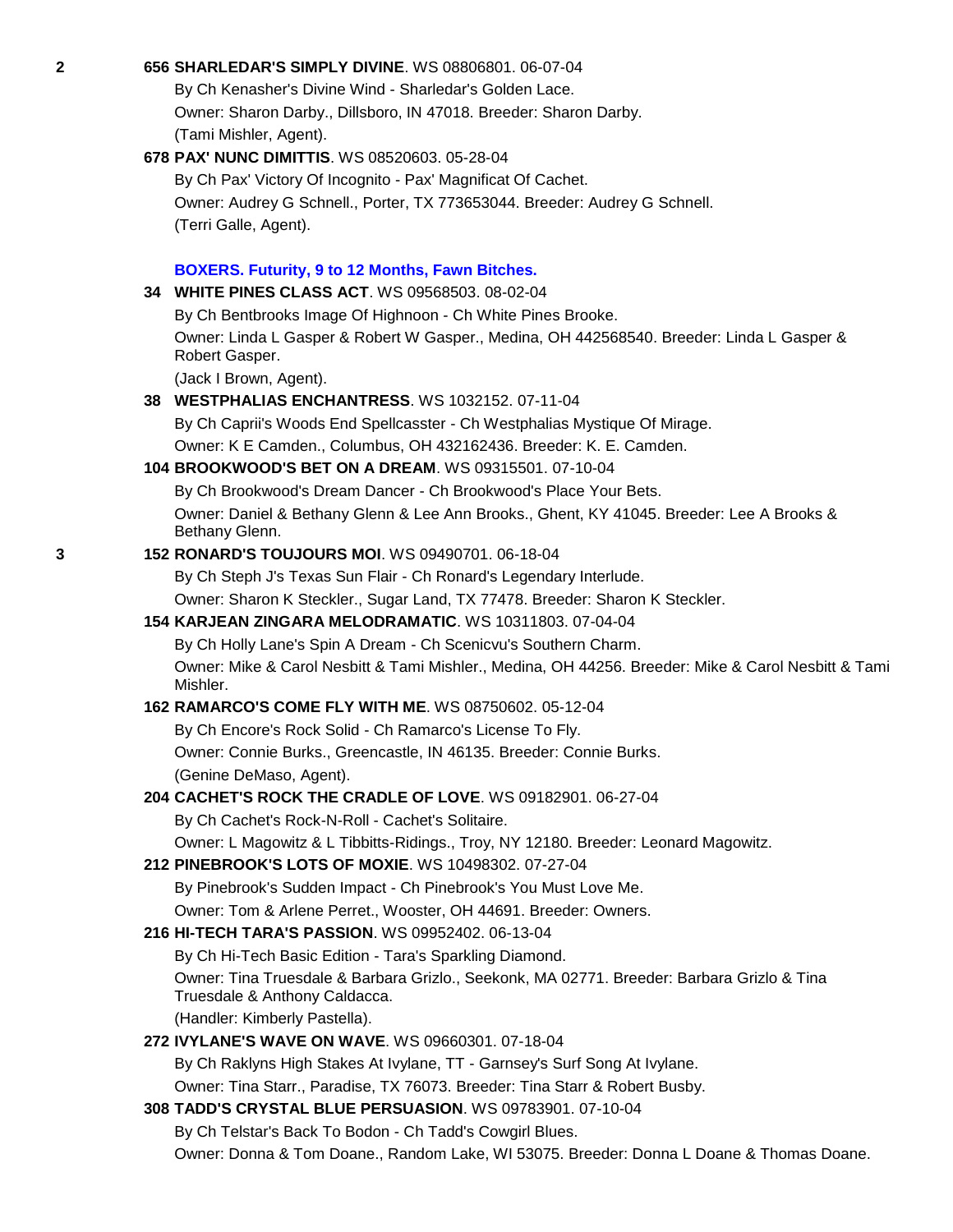2 **656 SHARLEDAR'S SIMPLY DIVINE**. WS 08806801. 06-07-04

By Ch Kenasher's Divine Wind - Sharledar's Golden Lace.

Owner: Sharon Darby., Dillsboro, IN 47018. Breeder: Sharon Darby.

(Tami Mishler, Agent).

**678 PAX' NUNC DIMITTIS**. WS 08520603. 05-28-04

By Ch Pax' Victory Of Incognito - Pax' Magnificat Of Cachet.

Owner: Audrey G Schnell., Porter, TX 773653044. Breeder: Audrey G Schnell.

(Terri Galle, Agent).

### BOXERS. Futurity, 9 to 12 Months, Fawn Bitches.

**34 WHITE PINES CLASS ACT**. WS 09568503. 08-02-04

By Ch Bentbrooks Image Of Highnoon - Ch White Pines Brooke.

Owner: Linda L Gasper & Robert W Gasper., Medina, OH 442568540. Breeder: Linda L Gasper & Robert Gasper.

(Jack I Brown, Agent).

**38 WESTPHALIAS ENCHANTRESS**. WS 1032152. 07-11-04

By Ch Caprii's Woods End Spellcasster - Ch Westphalias Mystique Of Mirage.

Owner: K E Camden., Columbus, OH 432162436. Breeder: K. E. Camden.

**104 BROOKWOOD'S BET ON A DREAM**. WS 09315501. 07-10-04

By Ch Brookwood's Dream Dancer - Ch Brookwood's Place Your Bets.

Owner: Daniel & Bethany Glenn & Lee Ann Brooks., Ghent, KY 41045. Breeder: Lee A Brooks & Bethany Glenn.

3 **152 RONARD'S TOUJOURS MOI**. WS 09490701. 06-18-04

By Ch Steph J's Texas Sun Flair - Ch Ronard's Legendary Interlude.

Owner: Sharon K Steckler., Sugar Land, TX 77478. Breeder: Sharon K Steckler.

**154 KARJEAN ZINGARA MELODRAMATIC**. WS 10311803. 07-04-04

By Ch Holly Lane's Spin A Dream - Ch Scenicvu's Southern Charm.

Owner: Mike & Carol Nesbitt & Tami Mishler., Medina, OH 44256. Breeder: Mike & Carol Nesbitt & Tami Mishler.

**162 RAMARCO'S COME FLY WITH ME**. WS 08750602. 05-12-04

By Ch Encore's Rock Solid - Ch Ramarco's License To Fly.

Owner: Connie Burks., Greencastle, IN 46135. Breeder: Connie Burks.

(Genine DeMaso, Agent).

**204 CACHET'S ROCK THE CRADLE OF LOVE**. WS 09182901. 06-27-04

By Ch Cachet's Rock-N-Roll - Cachet's Solitaire.

Owner: L Magowitz & L Tibbitts-Ridings., Troy, NY 12180. Breeder: Leonard Magowitz.

**212 PINEBROOK'S LOTS OF MOXIE**. WS 10498302. 07-27-04

By Pinebrook's Sudden Impact - Ch Pinebrook's You Must Love Me.

Owner: Tom & Arlene Perret., Wooster, OH 44691. Breeder: Owners.

**216 HI-TECH TARA'S PASSION**. WS 09952402. 06-13-04

By Ch Hi-Tech Basic Edition - Tara's Sparkling Diamond.

Owner: Tina Truesdale & Barbara Grizlo., Seekonk, MA 02771. Breeder: Barbara Grizlo & Tina Truesdale & Anthony Caldacca.

(Handler: Kimberly Pastella).

**272 IVYLANE'S WAVE ON WAVE**. WS 09660301. 07-18-04

By Ch Raklyns High Stakes At Ivylane, TT - Garnsey's Surf Song At Ivylane.

Owner: Tina Starr., Paradise, TX 76073. Breeder: Tina Starr & Robert Busby.

**308 TADD'S CRYSTAL BLUE PERSUASION**. WS 09783901. 07-10-04

By Ch Telstar's Back To Bodon - Ch Tadd's Cowgirl Blues.

Owner: Donna & Tom Doane., Random Lake, WI 53075. Breeder: Donna L Doane & Thomas Doane.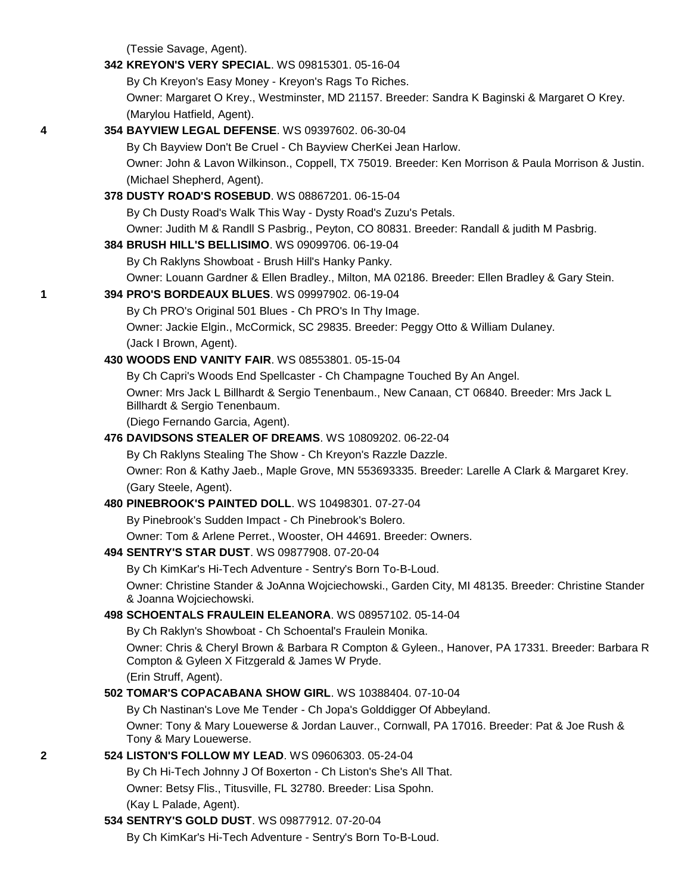(Tessie Savage, Agent).

**342 KREYON'S VERY SPECIAL**. WS 09815301. 05-16-04
By Ch Kreyon's Easy Money - Kreyon's Rags To Riches.
Owner: Margaret O Krey., Westminster, MD 21157. Breeder: Sandra K Baginski & Margaret O Krey.
(Marylou Hatfield, Agent).

4 **354 BAYVIEW LEGAL DEFENSE**. WS 09397602. 06-30-04
By Ch Bayview Don't Be Cruel - Ch Bayview CherKei Jean Harlow.
Owner: John & Lavon Wilkinson., Coppell, TX 75019. Breeder: Ken Morrison & Paula Morrison & Justin.
(Michael Shepherd, Agent).

**378 DUSTY ROAD'S ROSEBUD**. WS 08867201. 06-15-04
By Ch Dusty Road's Walk This Way - Dysty Road's Zuzu's Petals.
Owner: Judith M & Randll S Pasbrig., Peyton, CO 80831. Breeder: Randall & judith M Pasbrig.

**384 BRUSH HILL'S BELLISIMO**. WS 09099706. 06-19-04
By Ch Raklyns Showboat - Brush Hill's Hanky Panky.
Owner: Louann Gardner & Ellen Bradley., Milton, MA 02186. Breeder: Ellen Bradley & Gary Stein.

1 **394 PRO'S BORDEAUX BLUES**. WS 09997902. 06-19-04
By Ch PRO's Original 501 Blues - Ch PRO's In Thy Image.
Owner: Jackie Elgin., McCormick, SC 29835. Breeder: Peggy Otto & William Dulaney.
(Jack I Brown, Agent).

**430 WOODS END VANITY FAIR**. WS 08553801. 05-15-04
By Ch Capri's Woods End Spellcaster - Ch Champagne Touched By An Angel.
Owner: Mrs Jack L Billhardt & Sergio Tenenbaum., New Canaan, CT 06840. Breeder: Mrs Jack L Billhardt & Sergio Tenenbaum.
(Diego Fernando Garcia, Agent).

**476 DAVIDSONS STEALER OF DREAMS**. WS 10809202. 06-22-04
By Ch Raklyns Stealing The Show - Ch Kreyon's Razzle Dazzle.
Owner: Ron & Kathy Jaeb., Maple Grove, MN 553693335. Breeder: Larelle A Clark & Margaret Krey.
(Gary Steele, Agent).

**480 PINEBROOK'S PAINTED DOLL**. WS 10498301. 07-27-04
By Pinebrook's Sudden Impact - Ch Pinebrook's Bolero.
Owner: Tom & Arlene Perret., Wooster, OH 44691. Breeder: Owners.

**494 SENTRY'S STAR DUST**. WS 09877908. 07-20-04
By Ch KimKar's Hi-Tech Adventure - Sentry's Born To-B-Loud.
Owner: Christine Stander & JoAnna Wojciechowski., Garden City, MI 48135. Breeder: Christine Stander & Joanna Wojciechowski.

**498 SCHOENTALS FRAULEIN ELEANORA**. WS 08957102. 05-14-04
By Ch Raklyn's Showboat - Ch Schoental's Fraulein Monika.
Owner: Chris & Cheryl Brown & Barbara R Compton & Gyleen., Hanover, PA 17331. Breeder: Barbara R Compton & Gyleen X Fitzgerald & James W Pryde.
(Erin Struff, Agent).

**502 TOMAR'S COPACABANA SHOW GIRL**. WS 10388404. 07-10-04
By Ch Nastinan's Love Me Tender - Ch Jopa's Golddigger Of Abbeyland.
Owner: Tony & Mary Louewerse & Jordan Lauver., Cornwall, PA 17016. Breeder: Pat & Joe Rush & Tony & Mary Louewerse.

2 **524 LISTON'S FOLLOW MY LEAD**. WS 09606303. 05-24-04
By Ch Hi-Tech Johnny J Of Boxerton - Ch Liston's She's All That.
Owner: Betsy Flis., Titusville, FL 32780. Breeder: Lisa Spohn.
(Kay L Palade, Agent).

**534 SENTRY'S GOLD DUST**. WS 09877912. 07-20-04
By Ch KimKar's Hi-Tech Adventure - Sentry's Born To-B-Loud.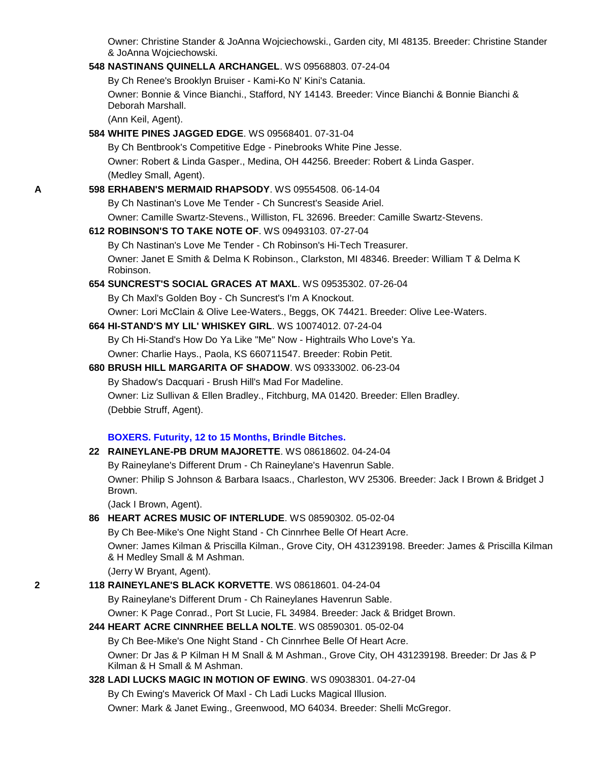Owner: Christine Stander & JoAnna Wojciechowski., Garden city, MI 48135. Breeder: Christine Stander & JoAnna Wojciechowski.

**548 NASTINANS QUINELLA ARCHANGEL**. WS 09568803. 07-24-04

By Ch Renee's Brooklyn Bruiser - Kami-Ko N' Kini's Catania.

Owner: Bonnie & Vince Bianchi., Stafford, NY 14143. Breeder: Vince Bianchi & Bonnie Bianchi & Deborah Marshall.

(Ann Keil, Agent).

**584 WHITE PINES JAGGED EDGE**. WS 09568401. 07-31-04

By Ch Bentbrook's Competitive Edge - Pinebrooks White Pine Jesse.

Owner: Robert & Linda Gasper., Medina, OH 44256. Breeder: Robert & Linda Gasper.

(Medley Small, Agent).

A **598 ERHABEN'S MERMAID RHAPSODY**. WS 09554508. 06-14-04

By Ch Nastinan's Love Me Tender - Ch Suncrest's Seaside Ariel.

Owner: Camille Swartz-Stevens., Williston, FL 32696. Breeder: Camille Swartz-Stevens.

**612 ROBINSON'S TO TAKE NOTE OF**. WS 09493103. 07-27-04

By Ch Nastinan's Love Me Tender - Ch Robinson's Hi-Tech Treasurer.

Owner: Janet E Smith & Delma K Robinson., Clarkston, MI 48346. Breeder: William T & Delma K Robinson.

**654 SUNCREST'S SOCIAL GRACES AT MAXL**. WS 09535302. 07-26-04

By Ch Maxl's Golden Boy - Ch Suncrest's I'm A Knockout.

Owner: Lori McClain & Olive Lee-Waters., Beggs, OK 74421. Breeder: Olive Lee-Waters.

**664 HI-STAND'S MY LIL' WHISKEY GIRL**. WS 10074012. 07-24-04

By Ch Hi-Stand's How Do Ya Like "Me" Now - Hightrails Who Love's Ya.

Owner: Charlie Hays., Paola, KS 660711547. Breeder: Robin Petit.

**680 BRUSH HILL MARGARITA OF SHADOW**. WS 09333002. 06-23-04

By Shadow's Dacquari - Brush Hill's Mad For Madeline.

Owner: Liz Sullivan & Ellen Bradley., Fitchburg, MA 01420. Breeder: Ellen Bradley.

(Debbie Struff, Agent).

### BOXERS. Futurity, 12 to 15 Months, Brindle Bitches.

**22 RAINEYLANE-PB DRUM MAJORETTE**. WS 08618602. 04-24-04

By Raineylane's Different Drum - Ch Raineylane's Havenrun Sable.

Owner: Philip S Johnson & Barbara Isaacs., Charleston, WV 25306. Breeder: Jack I Brown & Bridget J Brown.

(Jack I Brown, Agent).

**86 HEART ACRES MUSIC OF INTERLUDE**. WS 08590302. 05-02-04

By Ch Bee-Mike's One Night Stand - Ch Cinnrhee Belle Of Heart Acre.

Owner: James Kilman & Priscilla Kilman., Grove City, OH 431239198. Breeder: James & Priscilla Kilman & H Medley Small & M Ashman.

(Jerry W Bryant, Agent).

2 **118 RAINEYLANE'S BLACK KORVETTE**. WS 08618601. 04-24-04

By Raineylane's Different Drum - Ch Raineylanes Havenrun Sable.

Owner: K Page Conrad., Port St Lucie, FL 34984. Breeder: Jack & Bridget Brown.

**244 HEART ACRE CINNRHEE BELLA NOLTE**. WS 08590301. 05-02-04

By Ch Bee-Mike's One Night Stand - Ch Cinnrhee Belle Of Heart Acre.

Owner: Dr Jas & P Kilman H M Snall & M Ashman., Grove City, OH 431239198. Breeder: Dr Jas & P Kilman & H Small & M Ashman.

**328 LADI LUCKS MAGIC IN MOTION OF EWING**. WS 09038301. 04-27-04

By Ch Ewing's Maverick Of Maxl - Ch Ladi Lucks Magical Illusion.

Owner: Mark & Janet Ewing., Greenwood, MO 64034. Breeder: Shelli McGregor.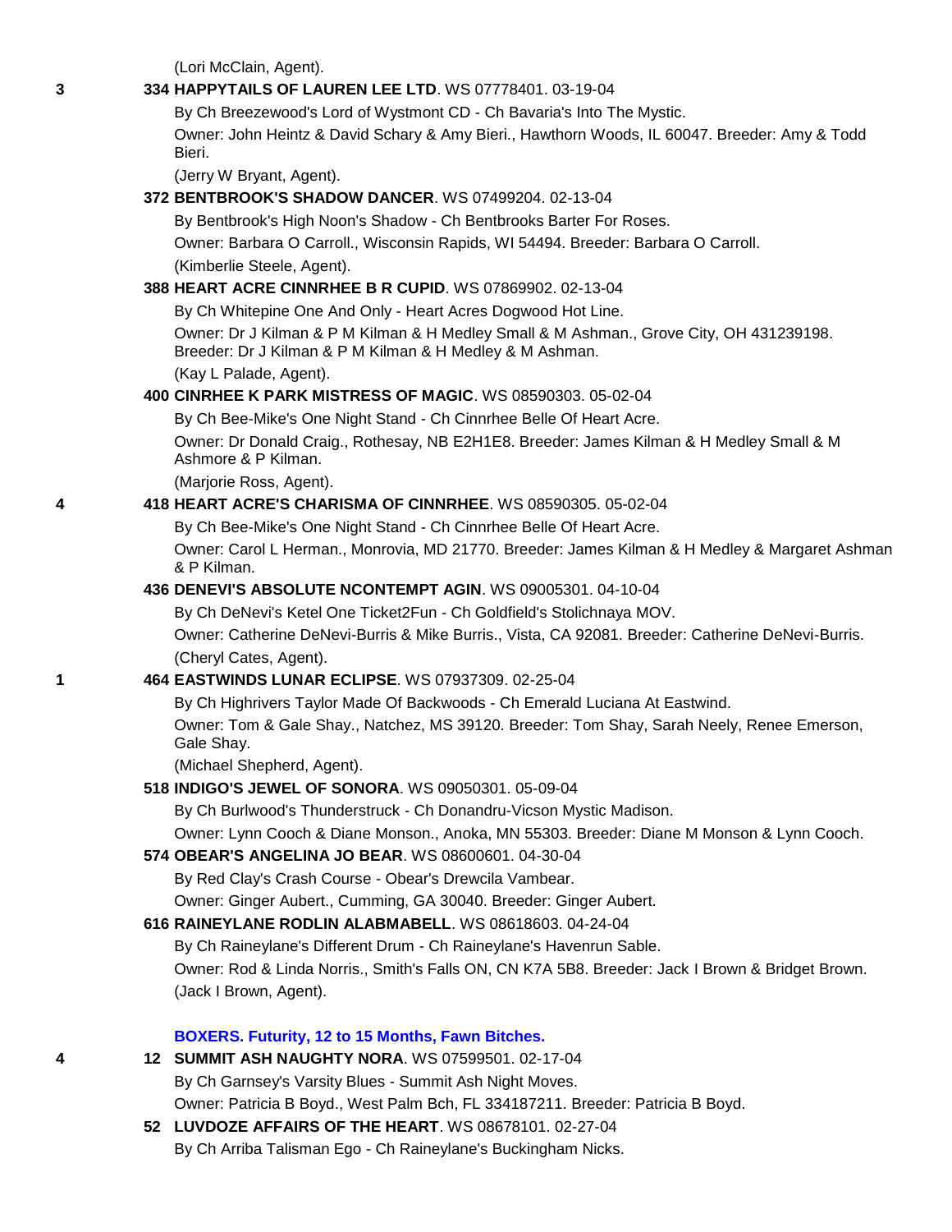(Lori McClain, Agent).

3 **334 HAPPYTAILS OF LAUREN LEE LTD**. WS 07778401. 03-19-04

By Ch Breezewood's Lord of Wystmont CD - Ch Bavaria's Into The Mystic.

Owner: John Heintz & David Schary & Amy Bieri., Hawthorn Woods, IL 60047. Breeder: Amy & Todd Bieri.

(Jerry W Bryant, Agent).

**372 BENTBROOK'S SHADOW DANCER**. WS 07499204. 02-13-04

By Bentbrook's High Noon's Shadow - Ch Bentbrooks Barter For Roses.

Owner: Barbara O Carroll., Wisconsin Rapids, WI 54494. Breeder: Barbara O Carroll.

(Kimberlie Steele, Agent).

**388 HEART ACRE CINNRHEE B R CUPID**. WS 07869902. 02-13-04

By Ch Whitepine One And Only - Heart Acres Dogwood Hot Line.

Owner: Dr J Kilman & P M Kilman & H Medley Small & M Ashman., Grove City, OH 431239198. Breeder: Dr J Kilman & P M Kilman & H Medley & M Ashman.

(Kay L Palade, Agent).

**400 CINRHEE K PARK MISTRESS OF MAGIC**. WS 08590303. 05-02-04

By Ch Bee-Mike's One Night Stand - Ch Cinnrhee Belle Of Heart Acre.

Owner: Dr Donald Craig., Rothesay, NB E2H1E8. Breeder: James Kilman & H Medley Small & M Ashmore & P Kilman.

(Marjorie Ross, Agent).

4 **418 HEART ACRE'S CHARISMA OF CINNRHEE**. WS 08590305. 05-02-04

By Ch Bee-Mike's One Night Stand - Ch Cinnrhee Belle Of Heart Acre.

Owner: Carol L Herman., Monrovia, MD 21770. Breeder: James Kilman & H Medley & Margaret Ashman & P Kilman.

**436 DENEVI'S ABSOLUTE NCONTEMPT AGIN**. WS 09005301. 04-10-04

By Ch DeNevi's Ketel One Ticket2Fun - Ch Goldfield's Stolichnaya MOV.

Owner: Catherine DeNevi-Burris & Mike Burris., Vista, CA 92081. Breeder: Catherine DeNevi-Burris.

(Cheryl Cates, Agent).

1 **464 EASTWINDS LUNAR ECLIPSE**. WS 07937309. 02-25-04

By Ch Highrivers Taylor Made Of Backwoods - Ch Emerald Luciana At Eastwind.

Owner: Tom & Gale Shay., Natchez, MS 39120. Breeder: Tom Shay, Sarah Neely, Renee Emerson, Gale Shay.

(Michael Shepherd, Agent).

**518 INDIGO'S JEWEL OF SONORA**. WS 09050301. 05-09-04

By Ch Burlwood's Thunderstruck - Ch Donandru-Vicson Mystic Madison.

Owner: Lynn Cooch & Diane Monson., Anoka, MN 55303. Breeder: Diane M Monson & Lynn Cooch.

**574 OBEAR'S ANGELINA JO BEAR**. WS 08600601. 04-30-04

By Red Clay's Crash Course - Obear's Drewcila Vambear.

Owner: Ginger Aubert., Cumming, GA 30040. Breeder: Ginger Aubert.

**616 RAINEYLANE RODLIN ALABMABELL**. WS 08618603. 04-24-04

By Ch Raineylane's Different Drum - Ch Raineylane's Havenrun Sable.

Owner: Rod & Linda Norris., Smith's Falls ON, CN K7A 5B8. Breeder: Jack I Brown & Bridget Brown.

(Jack I Brown, Agent).

### BOXERS. Futurity, 12 to 15 Months, Fawn Bitches.

4 **12 SUMMIT ASH NAUGHTY NORA**. WS 07599501. 02-17-04

By Ch Garnsey's Varsity Blues - Summit Ash Night Moves.

Owner: Patricia B Boyd., West Palm Bch, FL 334187211. Breeder: Patricia B Boyd.

**52 LUVDOZE AFFAIRS OF THE HEART**. WS 08678101. 02-27-04

By Ch Arriba Talisman Ego - Ch Raineylane's Buckingham Nicks.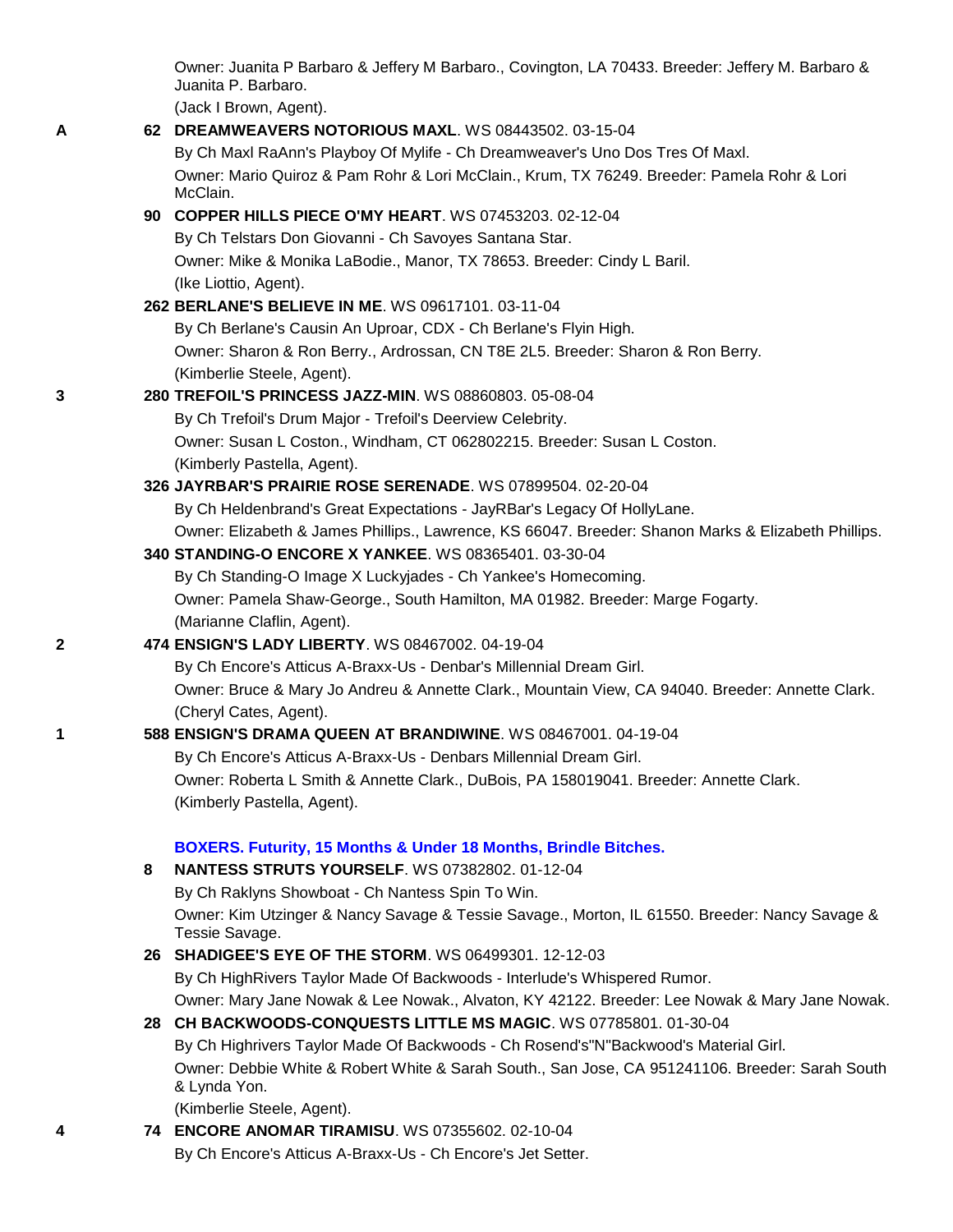Owner: Juanita P Barbaro & Jeffery M Barbaro., Covington, LA 70433. Breeder: Jeffery M. Barbaro & Juanita P. Barbaro.

(Jack I Brown, Agent).

A **62 DREAMWEAVERS NOTORIOUS MAXL**. WS 08443502. 03-15-04

By Ch Maxl RaAnn's Playboy Of Mylife - Ch Dreamweaver's Uno Dos Tres Of Maxl.

Owner: Mario Quiroz & Pam Rohr & Lori McClain., Krum, TX 76249. Breeder: Pamela Rohr & Lori McClain.

**90 COPPER HILLS PIECE O'MY HEART**. WS 07453203. 02-12-04

By Ch Telstars Don Giovanni - Ch Savoyes Santana Star.

Owner: Mike & Monika LaBodie., Manor, TX 78653. Breeder: Cindy L Baril.

(Ike Liottio, Agent).

**262 BERLANE'S BELIEVE IN ME**. WS 09617101. 03-11-04

By Ch Berlane's Causin An Uproar, CDX - Ch Berlane's Flyin High.

Owner: Sharon & Ron Berry., Ardrossan, CN T8E 2L5. Breeder: Sharon & Ron Berry.

(Kimberlie Steele, Agent).

3 **280 TREFOIL'S PRINCESS JAZZ-MIN**. WS 08860803. 05-08-04

By Ch Trefoil's Drum Major - Trefoil's Deerview Celebrity.

Owner: Susan L Coston., Windham, CT 062802215. Breeder: Susan L Coston.

(Kimberly Pastella, Agent).

**326 JAYRBAR'S PRAIRIE ROSE SERENADE**. WS 07899504. 02-20-04

By Ch Heldenbrand's Great Expectations - JayRBar's Legacy Of HollyLane.

Owner: Elizabeth & James Phillips., Lawrence, KS 66047. Breeder: Shanon Marks & Elizabeth Phillips.

**340 STANDING-O ENCORE X YANKEE**. WS 08365401. 03-30-04

By Ch Standing-O Image X Luckyjades - Ch Yankee's Homecoming.

Owner: Pamela Shaw-George., South Hamilton, MA 01982. Breeder: Marge Fogarty.

(Marianne Claflin, Agent).

2 **474 ENSIGN'S LADY LIBERTY**. WS 08467002. 04-19-04

By Ch Encore's Atticus A-Braxx-Us - Denbar's Millennial Dream Girl.

Owner: Bruce & Mary Jo Andreu & Annette Clark., Mountain View, CA 94040. Breeder: Annette Clark.

(Cheryl Cates, Agent).

1 **588 ENSIGN'S DRAMA QUEEN AT BRANDIWINE**. WS 08467001. 04-19-04

By Ch Encore's Atticus A-Braxx-Us - Denbars Millennial Dream Girl.

Owner: Roberta L Smith & Annette Clark., DuBois, PA 158019041. Breeder: Annette Clark.

(Kimberly Pastella, Agent).

## BOXERS. Futurity, 15 Months & Under 18 Months, Brindle Bitches.

**8 NANTESS STRUTS YOURSELF**. WS 07382802. 01-12-04

By Ch Raklyns Showboat - Ch Nantess Spin To Win.

Owner: Kim Utzinger & Nancy Savage & Tessie Savage., Morton, IL 61550. Breeder: Nancy Savage & Tessie Savage.

**26 SHADIGEE'S EYE OF THE STORM**. WS 06499301. 12-12-03

By Ch HighRivers Taylor Made Of Backwoods - Interlude's Whispered Rumor.

Owner: Mary Jane Nowak & Lee Nowak., Alvaton, KY 42122. Breeder: Lee Nowak & Mary Jane Nowak.

**28 CH BACKWOODS-CONQUESTS LITTLE MS MAGIC**. WS 07785801. 01-30-04

By Ch Highrivers Taylor Made Of Backwoods - Ch Rosend's"N"Backwood's Material Girl.

Owner: Debbie White & Robert White & Sarah South., San Jose, CA 951241106. Breeder: Sarah South & Lynda Yon.

(Kimberlie Steele, Agent).

4 **74 ENCORE ANOMAR TIRAMISU**. WS 07355602. 02-10-04

By Ch Encore's Atticus A-Braxx-Us - Ch Encore's Jet Setter.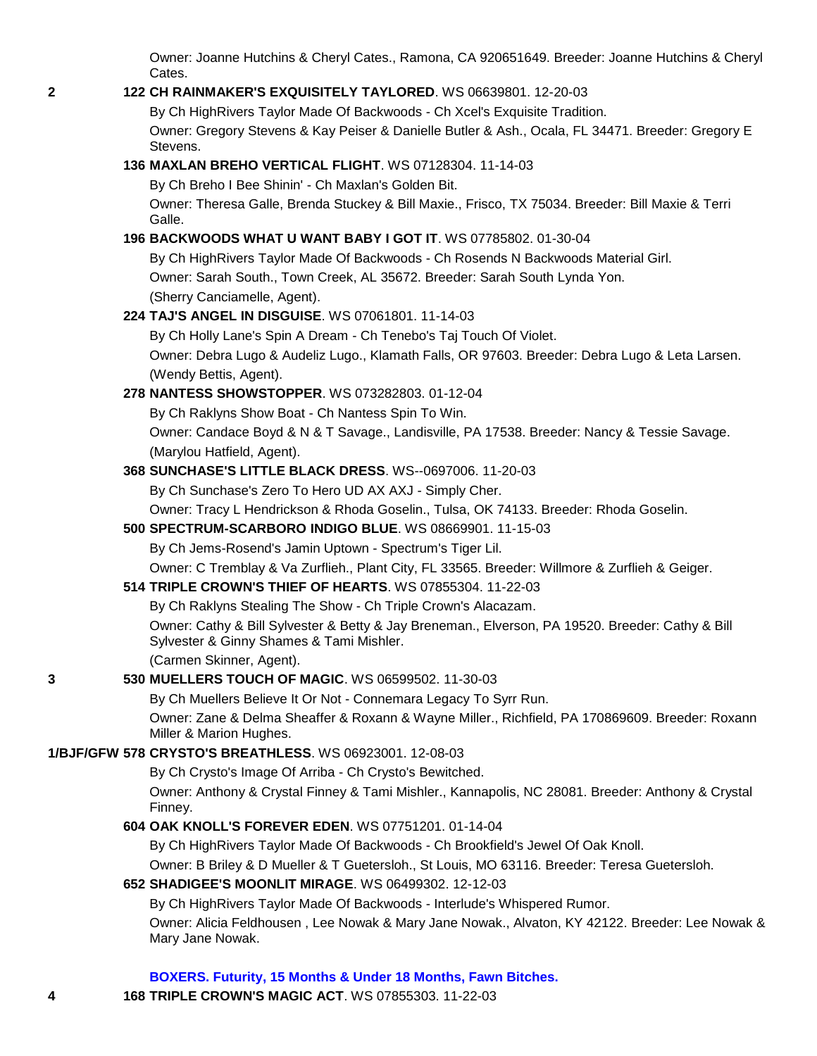Owner: Joanne Hutchins & Cheryl Cates., Ramona, CA 920651649. Breeder: Joanne Hutchins & Cheryl Cates.

2 **122 CH RAINMAKER'S EXQUISITELY TAYLORED**. WS 06639801. 12-20-03

By Ch HighRivers Taylor Made Of Backwoods - Ch Xcel's Exquisite Tradition.

Owner: Gregory Stevens & Kay Peiser & Danielle Butler & Ash., Ocala, FL 34471. Breeder: Gregory E Stevens.

**136 MAXLAN BREHO VERTICAL FLIGHT**. WS 07128304. 11-14-03

By Ch Breho I Bee Shinin' - Ch Maxlan's Golden Bit.

Owner: Theresa Galle, Brenda Stuckey & Bill Maxie., Frisco, TX 75034. Breeder: Bill Maxie & Terri Galle.

**196 BACKWOODS WHAT U WANT BABY I GOT IT**. WS 07785802. 01-30-04

By Ch HighRivers Taylor Made Of Backwoods - Ch Rosends N Backwoods Material Girl.

Owner: Sarah South., Town Creek, AL 35672. Breeder: Sarah South Lynda Yon.

(Sherry Canciamelle, Agent).

**224 TAJ'S ANGEL IN DISGUISE**. WS 07061801. 11-14-03

By Ch Holly Lane's Spin A Dream - Ch Tenebo's Taj Touch Of Violet.

Owner: Debra Lugo & Audeliz Lugo., Klamath Falls, OR 97603. Breeder: Debra Lugo & Leta Larsen.

(Wendy Bettis, Agent).

**278 NANTESS SHOWSTOPPER**. WS 073282803. 01-12-04

By Ch Raklyns Show Boat - Ch Nantess Spin To Win.

Owner: Candace Boyd & N & T Savage., Landisville, PA 17538. Breeder: Nancy & Tessie Savage.

(Marylou Hatfield, Agent).

**368 SUNCHASE'S LITTLE BLACK DRESS**. WS--0697006. 11-20-03

By Ch Sunchase's Zero To Hero UD AX AXJ - Simply Cher.

Owner: Tracy L Hendrickson & Rhoda Goselin., Tulsa, OK 74133. Breeder: Rhoda Goselin.

**500 SPECTRUM-SCARBORO INDIGO BLUE**. WS 08669901. 11-15-03

By Ch Jems-Rosend's Jamin Uptown - Spectrum's Tiger Lil.

Owner: C Tremblay & Va Zurflieh., Plant City, FL 33565. Breeder: Willmore & Zurflieh & Geiger.

**514 TRIPLE CROWN'S THIEF OF HEARTS**. WS 07855304. 11-22-03

By Ch Raklyns Stealing The Show - Ch Triple Crown's Alacazam.

Owner: Cathy & Bill Sylvester & Betty & Jay Breneman., Elverson, PA 19520. Breeder: Cathy & Bill Sylvester & Ginny Shames & Tami Mishler.

(Carmen Skinner, Agent).

3 **530 MUELLERS TOUCH OF MAGIC**. WS 06599502. 11-30-03

By Ch Muellers Believe It Or Not - Connemara Legacy To Syrr Run.

Owner: Zane & Delma Sheaffer & Roxann & Wayne Miller., Richfield, PA 170869609. Breeder: Roxann Miller & Marion Hughes.

1/BJF/GFW **578 CRYSTO'S BREATHLESS**. WS 06923001. 12-08-03

By Ch Crysto's Image Of Arriba - Ch Crysto's Bewitched.

Owner: Anthony & Crystal Finney & Tami Mishler., Kannapolis, NC 28081. Breeder: Anthony & Crystal Finney.

**604 OAK KNOLL'S FOREVER EDEN**. WS 07751201. 01-14-04

By Ch HighRivers Taylor Made Of Backwoods - Ch Brookfield's Jewel Of Oak Knoll.

Owner: B Briley & D Mueller & T Guetersloh., St Louis, MO 63116. Breeder: Teresa Guetersloh.

**652 SHADIGEE'S MOONLIT MIRAGE**. WS 06499302. 12-12-03

By Ch HighRivers Taylor Made Of Backwoods - Interlude's Whispered Rumor.

Owner: Alicia Feldhousen , Lee Nowak & Mary Jane Nowak., Alvaton, KY 42122. Breeder: Lee Nowak & Mary Jane Nowak.

**BOXERS. Futurity, 15 Months & Under 18 Months, Fawn Bitches.**

4 **168 TRIPLE CROWN'S MAGIC ACT**. WS 07855303. 11-22-03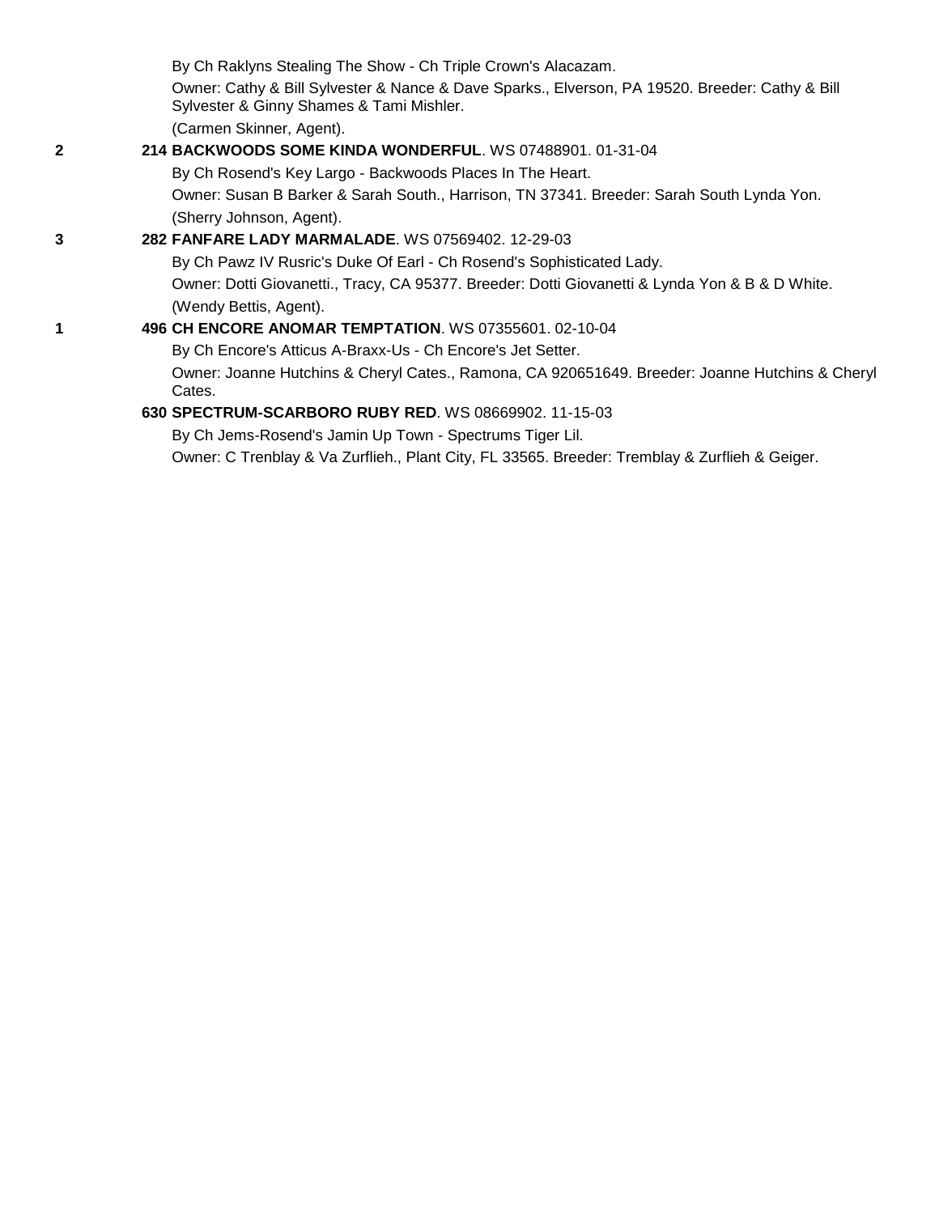By Ch Raklyns Stealing The Show - Ch Triple Crown's Alacazam.

Owner: Cathy & Bill Sylvester & Nance & Dave Sparks., Elverson, PA 19520. Breeder: Cathy & Bill Sylvester & Ginny Shames & Tami Mishler.

(Carmen Skinner, Agent).

**2** **214 BACKWOODS SOME KINDA WONDERFUL**. WS 07488901. 01-31-04

By Ch Rosend's Key Largo - Backwoods Places In The Heart.

Owner: Susan B Barker & Sarah South., Harrison, TN 37341. Breeder: Sarah South Lynda Yon.

(Sherry Johnson, Agent).

**3** **282 FANFARE LADY MARMALADE**. WS 07569402. 12-29-03

By Ch Pawz IV Rusric's Duke Of Earl - Ch Rosend's Sophisticated Lady.

Owner: Dotti Giovanetti., Tracy, CA 95377. Breeder: Dotti Giovanetti & Lynda Yon & B & D White.

(Wendy Bettis, Agent).

**1** **496 CH ENCORE ANOMAR TEMPTATION**. WS 07355601. 02-10-04

By Ch Encore's Atticus A-Braxx-Us - Ch Encore's Jet Setter.

Owner: Joanne Hutchins & Cheryl Cates., Ramona, CA 920651649. Breeder: Joanne Hutchins & Cheryl Cates.

**630 SPECTRUM-SCARBORO RUBY RED**. WS 08669902. 11-15-03

By Ch Jems-Rosend's Jamin Up Town - Spectrums Tiger Lil.

Owner: C Trenblay & Va Zurflieh., Plant City, FL 33565. Breeder: Tremblay & Zurflieh & Geiger.